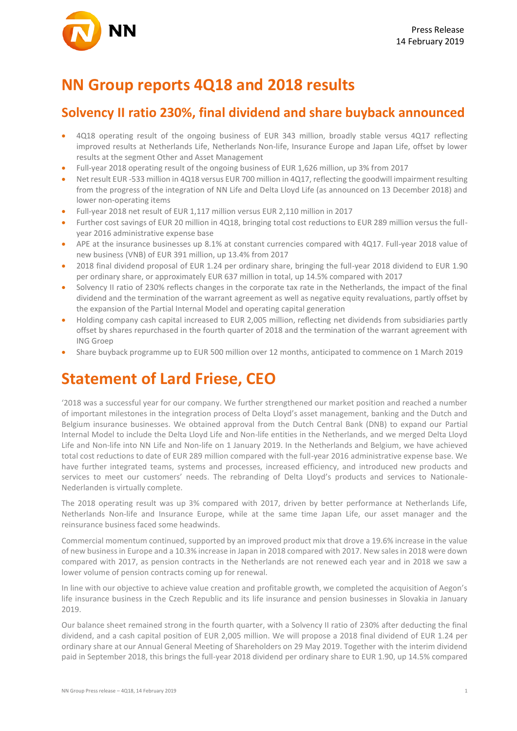Press Release
14 February 2019

# NN Group reports 4Q18 and 2018 results

## Solvency II ratio 230%, final dividend and share buyback announced

- 4Q18 operating result of the ongoing business of EUR 343 million, broadly stable versus 4Q17 reflecting improved results at Netherlands Life, Netherlands Non-life, Insurance Europe and Japan Life, offset by lower results at the segment Other and Asset Management
- Full-year 2018 operating result of the ongoing business of EUR 1,626 million, up 3% from 2017
- Net result EUR -533 million in 4Q18 versus EUR 700 million in 4Q17, reflecting the goodwill impairment resulting from the progress of the integration of NN Life and Delta Lloyd Life (as announced on 13 December 2018) and lower non-operating items
- Full-year 2018 net result of EUR 1,117 million versus EUR 2,110 million in 2017
- Further cost savings of EUR 20 million in 4Q18, bringing total cost reductions to EUR 289 million versus the full-year 2016 administrative expense base
- APE at the insurance businesses up 8.1% at constant currencies compared with 4Q17. Full-year 2018 value of new business (VNB) of EUR 391 million, up 13.4% from 2017
- 2018 final dividend proposal of EUR 1.24 per ordinary share, bringing the full-year 2018 dividend to EUR 1.90 per ordinary share, or approximately EUR 637 million in total, up 14.5% compared with 2017
- Solvency II ratio of 230% reflects changes in the corporate tax rate in the Netherlands, the impact of the final dividend and the termination of the warrant agreement as well as negative equity revaluations, partly offset by the expansion of the Partial Internal Model and operating capital generation
- Holding company cash capital increased to EUR 2,005 million, reflecting net dividends from subsidiaries partly offset by shares repurchased in the fourth quarter of 2018 and the termination of the warrant agreement with ING Groep
- Share buyback programme up to EUR 500 million over 12 months, anticipated to commence on 1 March 2019

# Statement of Lard Friese, CEO

'2018 was a successful year for our company. We further strengthened our market position and reached a number of important milestones in the integration process of Delta Lloyd's asset management, banking and the Dutch and Belgium insurance businesses. We obtained approval from the Dutch Central Bank (DNB) to expand our Partial Internal Model to include the Delta Lloyd Life and Non-life entities in the Netherlands, and we merged Delta Lloyd Life and Non-life into NN Life and Non-life on 1 January 2019. In the Netherlands and Belgium, we have achieved total cost reductions to date of EUR 289 million compared with the full-year 2016 administrative expense base. We have further integrated teams, systems and processes, increased efficiency, and introduced new products and services to meet our customers' needs. The rebranding of Delta Lloyd's products and services to Nationale-Nederlanden is virtually complete.

The 2018 operating result was up 3% compared with 2017, driven by better performance at Netherlands Life, Netherlands Non-life and Insurance Europe, while at the same time Japan Life, our asset manager and the reinsurance business faced some headwinds.

Commercial momentum continued, supported by an improved product mix that drove a 19.6% increase in the value of new business in Europe and a 10.3% increase in Japan in 2018 compared with 2017. New sales in 2018 were down compared with 2017, as pension contracts in the Netherlands are not renewed each year and in 2018 we saw a lower volume of pension contracts coming up for renewal.

In line with our objective to achieve value creation and profitable growth, we completed the acquisition of Aegon's life insurance business in the Czech Republic and its life insurance and pension businesses in Slovakia in January 2019.

Our balance sheet remained strong in the fourth quarter, with a Solvency II ratio of 230% after deducting the final dividend, and a cash capital position of EUR 2,005 million. We will propose a 2018 final dividend of EUR 1.24 per ordinary share at our Annual General Meeting of Shareholders on 29 May 2019. Together with the interim dividend paid in September 2018, this brings the full-year 2018 dividend per ordinary share to EUR 1.90, up 14.5% compared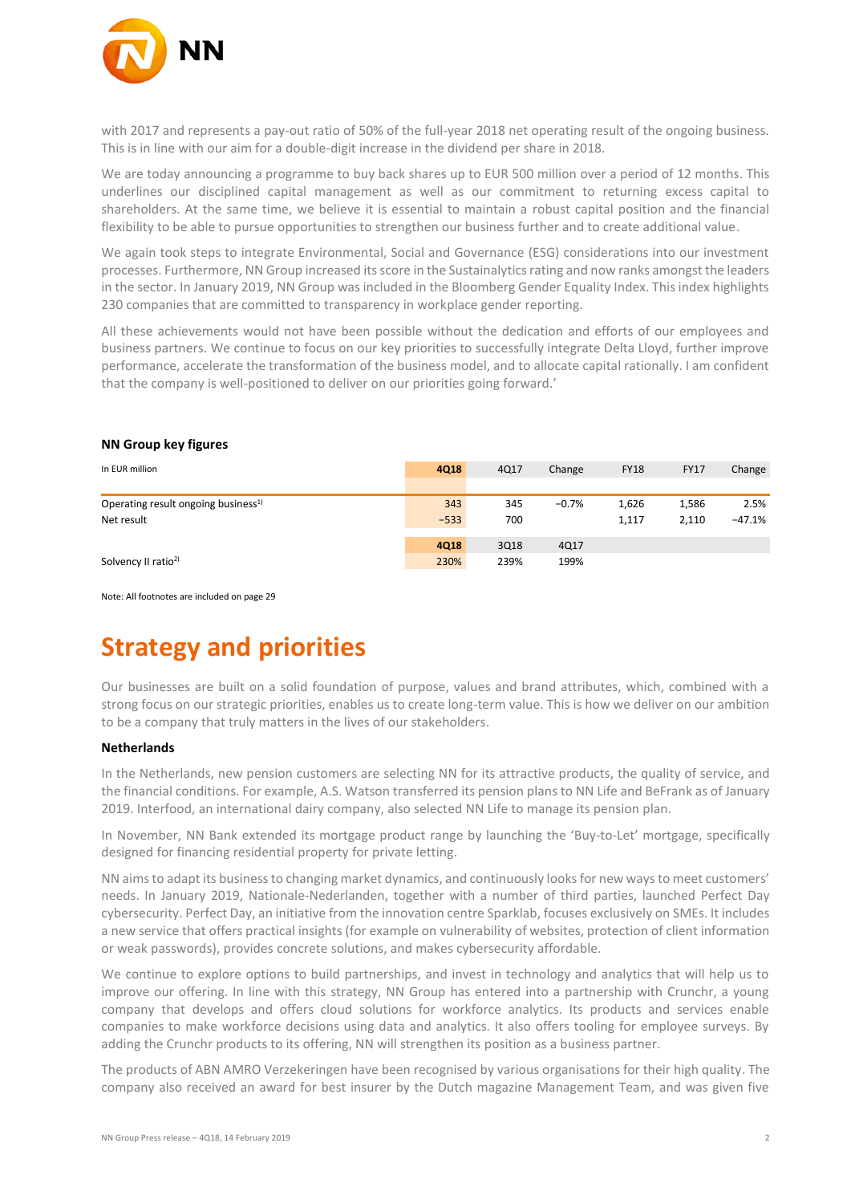with 2017 and represents a pay-out ratio of 50% of the full-year 2018 net operating result of the ongoing business. This is in line with our aim for a double-digit increase in the dividend per share in 2018.

We are today announcing a programme to buy back shares up to EUR 500 million over a period of 12 months. This underlines our disciplined capital management as well as our commitment to returning excess capital to shareholders. At the same time, we believe it is essential to maintain a robust capital position and the financial flexibility to be able to pursue opportunities to strengthen our business further and to create additional value.

We again took steps to integrate Environmental, Social and Governance (ESG) considerations into our investment processes. Furthermore, NN Group increased its score in the Sustainalytics rating and now ranks amongst the leaders in the sector. In January 2019, NN Group was included in the Bloomberg Gender Equality Index. This index highlights 230 companies that are committed to transparency in workplace gender reporting.

All these achievements would not have been possible without the dedication and efforts of our employees and business partners. We continue to focus on our key priorities to successfully integrate Delta Lloyd, further improve performance, accelerate the transformation of the business model, and to allocate capital rationally. I am confident that the company is well-positioned to deliver on our priorities going forward.'

**NN Group key figures**

| In EUR million | 4Q18 | 4Q17 | Change | FY18 | FY17 | Change |
|---|---|---|---|---|---|---|
| Operating result ongoing business[1] | 343 | 345 | −0.7% | 1,626 | 1,586 | 2.5% |
| Net result | −533 | 700 | | 1,117 | 2,110 | −47.1% |
| | **4Q18** | 3Q18 | 4Q17 | | | |
| Solvency II ratio[2] | 230% | 239% | 199% | | | |

Note: All footnotes are included on page 29

# Strategy and priorities

Our businesses are built on a solid foundation of purpose, values and brand attributes, which, combined with a strong focus on our strategic priorities, enables us to create long-term value. This is how we deliver on our ambition to be a company that truly matters in the lives of our stakeholders.

**Netherlands**

In the Netherlands, new pension customers are selecting NN for its attractive products, the quality of service, and the financial conditions. For example, A.S. Watson transferred its pension plans to NN Life and BeFrank as of January 2019. Interfood, an international dairy company, also selected NN Life to manage its pension plan.

In November, NN Bank extended its mortgage product range by launching the 'Buy-to-Let' mortgage, specifically designed for financing residential property for private letting.

NN aims to adapt its business to changing market dynamics, and continuously looks for new ways to meet customers' needs. In January 2019, Nationale-Nederlanden, together with a number of third parties, launched Perfect Day cybersecurity. Perfect Day, an initiative from the innovation centre Sparklab, focuses exclusively on SMEs. It includes a new service that offers practical insights (for example on vulnerability of websites, protection of client information or weak passwords), provides concrete solutions, and makes cybersecurity affordable.

We continue to explore options to build partnerships, and invest in technology and analytics that will help us to improve our offering. In line with this strategy, NN Group has entered into a partnership with Crunchr, a young company that develops and offers cloud solutions for workforce analytics. Its products and services enable companies to make workforce decisions using data and analytics. It also offers tooling for employee surveys. By adding the Crunchr products to its offering, NN will strengthen its position as a business partner.

The products of ABN AMRO Verzekeringen have been recognised by various organisations for their high quality. The company also received an award for best insurer by the Dutch magazine Management Team, and was given five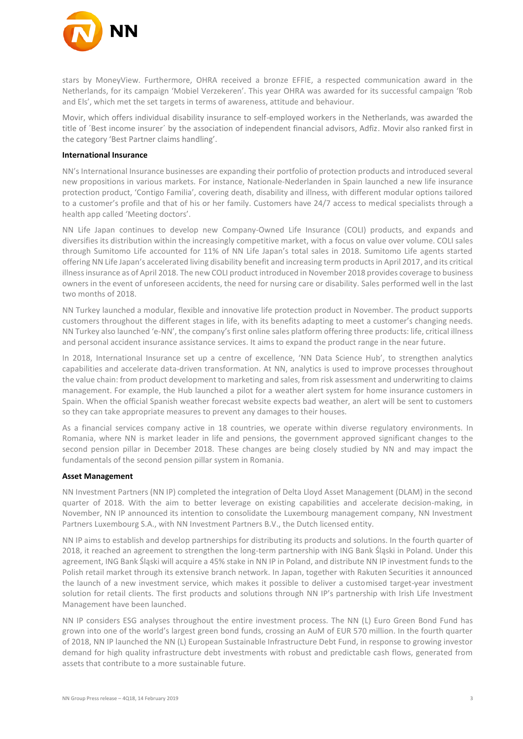stars by MoneyView. Furthermore, OHRA received a bronze EFFIE, a respected communication award in the Netherlands, for its campaign 'Mobiel Verzekeren'. This year OHRA was awarded for its successful campaign 'Rob and Els', which met the set targets in terms of awareness, attitude and behaviour.

Movir, which offers individual disability insurance to self-employed workers in the Netherlands, was awarded the title of ´Best income insurer´ by the association of independent financial advisors, Adfiz. Movir also ranked first in the category 'Best Partner claims handling'.

**International Insurance**

NN's International Insurance businesses are expanding their portfolio of protection products and introduced several new propositions in various markets. For instance, Nationale-Nederlanden in Spain launched a new life insurance protection product, 'Contigo Familia', covering death, disability and illness, with different modular options tailored to a customer's profile and that of his or her family. Customers have 24/7 access to medical specialists through a health app called 'Meeting doctors'.

NN Life Japan continues to develop new Company-Owned Life Insurance (COLI) products, and expands and diversifies its distribution within the increasingly competitive market, with a focus on value over volume. COLI sales through Sumitomo Life accounted for 11% of NN Life Japan's total sales in 2018. Sumitomo Life agents started offering NN Life Japan's accelerated living disability benefit and increasing term products in April 2017, and its critical illness insurance as of April 2018. The new COLI product introduced in November 2018 provides coverage to business owners in the event of unforeseen accidents, the need for nursing care or disability. Sales performed well in the last two months of 2018.

NN Turkey launched a modular, flexible and innovative life protection product in November. The product supports customers throughout the different stages in life, with its benefits adapting to meet a customer's changing needs. NN Turkey also launched 'e-NN', the company's first online sales platform offering three products: life, critical illness and personal accident insurance assistance services. It aims to expand the product range in the near future.

In 2018, International Insurance set up a centre of excellence, 'NN Data Science Hub', to strengthen analytics capabilities and accelerate data-driven transformation. At NN, analytics is used to improve processes throughout the value chain: from product development to marketing and sales, from risk assessment and underwriting to claims management. For example, the Hub launched a pilot for a weather alert system for home insurance customers in Spain. When the official Spanish weather forecast website expects bad weather, an alert will be sent to customers so they can take appropriate measures to prevent any damages to their houses.

As a financial services company active in 18 countries, we operate within diverse regulatory environments. In Romania, where NN is market leader in life and pensions, the government approved significant changes to the second pension pillar in December 2018. These changes are being closely studied by NN and may impact the fundamentals of the second pension pillar system in Romania.

**Asset Management**

NN Investment Partners (NN IP) completed the integration of Delta Lloyd Asset Management (DLAM) in the second quarter of 2018. With the aim to better leverage on existing capabilities and accelerate decision-making, in November, NN IP announced its intention to consolidate the Luxembourg management company, NN Investment Partners Luxembourg S.A., with NN Investment Partners B.V., the Dutch licensed entity.

NN IP aims to establish and develop partnerships for distributing its products and solutions. In the fourth quarter of 2018, it reached an agreement to strengthen the long-term partnership with ING Bank Śląski in Poland. Under this agreement, ING Bank Śląski will acquire a 45% stake in NN IP in Poland, and distribute NN IP investment funds to the Polish retail market through its extensive branch network. In Japan, together with Rakuten Securities it announced the launch of a new investment service, which makes it possible to deliver a customised target-year investment solution for retail clients. The first products and solutions through NN IP's partnership with Irish Life Investment Management have been launched.

NN IP considers ESG analyses throughout the entire investment process. The NN (L) Euro Green Bond Fund has grown into one of the world's largest green bond funds, crossing an AuM of EUR 570 million. In the fourth quarter of 2018, NN IP launched the NN (L) European Sustainable Infrastructure Debt Fund, in response to growing investor demand for high quality infrastructure debt investments with robust and predictable cash flows, generated from assets that contribute to a more sustainable future.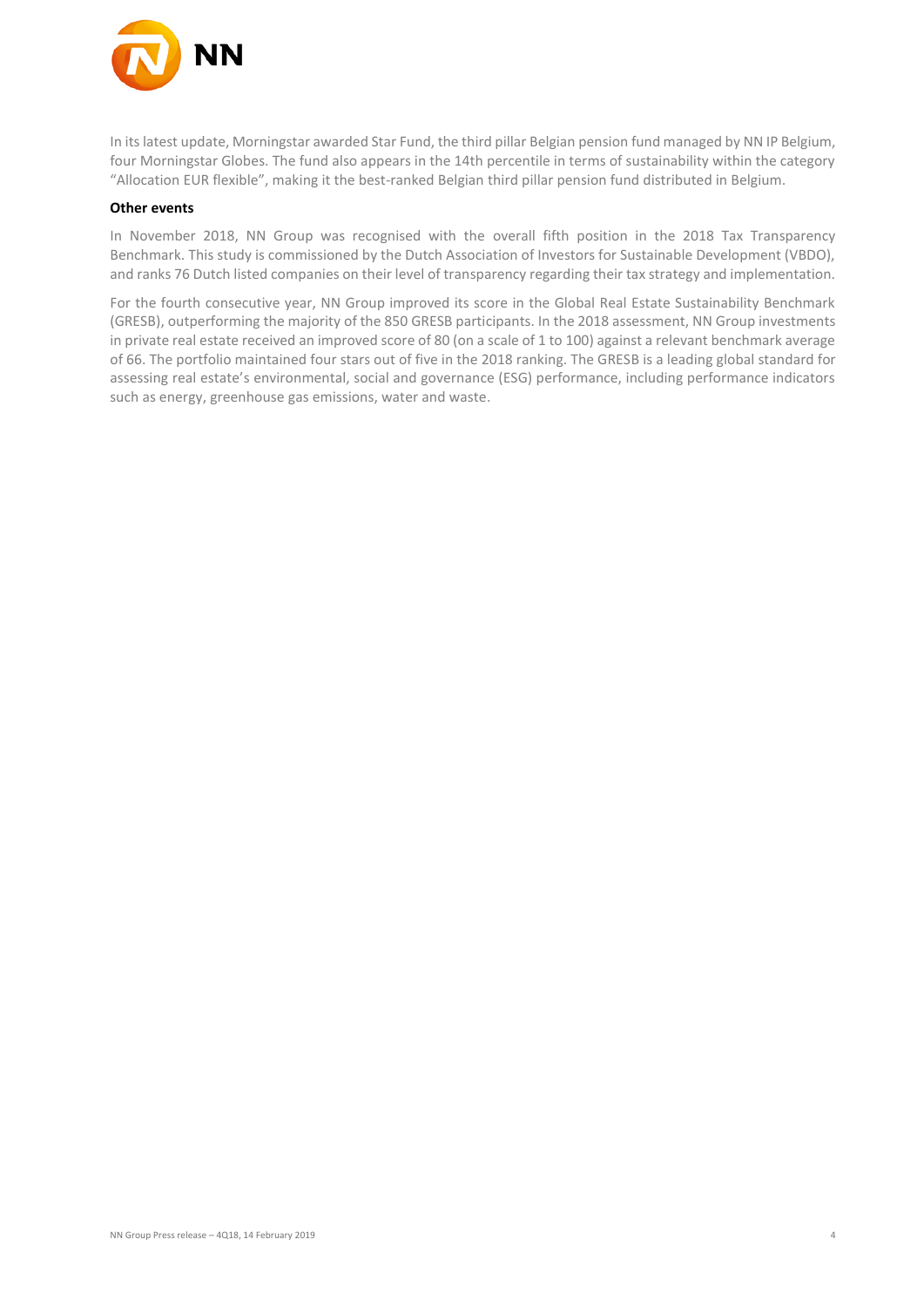In its latest update, Morningstar awarded Star Fund, the third pillar Belgian pension fund managed by NN IP Belgium, four Morningstar Globes. The fund also appears in the 14th percentile in terms of sustainability within the category "Allocation EUR flexible", making it the best-ranked Belgian third pillar pension fund distributed in Belgium.

**Other events**

In November 2018, NN Group was recognised with the overall fifth position in the 2018 Tax Transparency Benchmark. This study is commissioned by the Dutch Association of Investors for Sustainable Development (VBDO), and ranks 76 Dutch listed companies on their level of transparency regarding their tax strategy and implementation.

For the fourth consecutive year, NN Group improved its score in the Global Real Estate Sustainability Benchmark (GRESB), outperforming the majority of the 850 GRESB participants. In the 2018 assessment, NN Group investments in private real estate received an improved score of 80 (on a scale of 1 to 100) against a relevant benchmark average of 66. The portfolio maintained four stars out of five in the 2018 ranking. The GRESB is a leading global standard for assessing real estate's environmental, social and governance (ESG) performance, including performance indicators such as energy, greenhouse gas emissions, water and waste.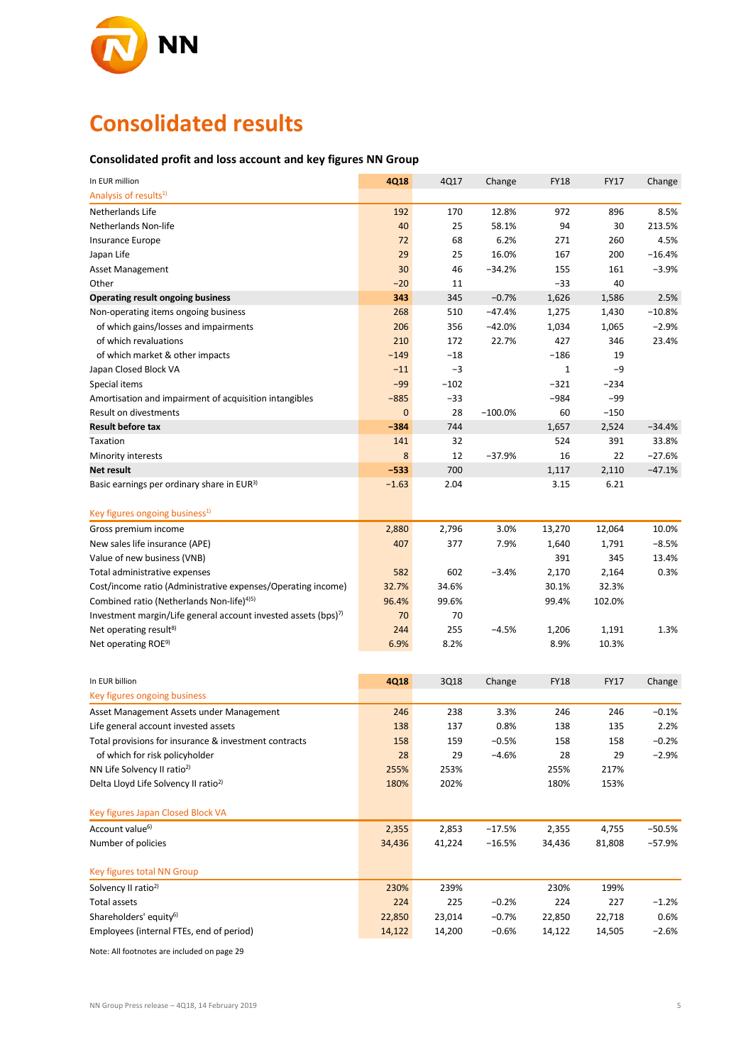# Consolidated results

### Consolidated profit and loss account and key figures NN Group

| In EUR million | 4Q18 | 4Q17 | Change | FY18 | FY17 | Change |
|---|---|---|---|---|---|---|
| Analysis of results[1] | | | | | | |
| Netherlands Life | 192 | 170 | 12.8% | 972 | 896 | 8.5% |
| Netherlands Non-life | 40 | 25 | 58.1% | 94 | 30 | 213.5% |
| Insurance Europe | 72 | 68 | 6.2% | 271 | 260 | 4.5% |
| Japan Life | 29 | 25 | 16.0% | 167 | 200 | −16.4% |
| Asset Management | 30 | 46 | −34.2% | 155 | 161 | −3.9% |
| Other | −20 | 11 | | −33 | 40 | |
| **Operating result ongoing business** | **343** | 345 | −0.7% | 1,626 | 1,586 | 2.5% |
| Non-operating items ongoing business | 268 | 510 | −47.4% | 1,275 | 1,430 | −10.8% |
| of which gains/losses and impairments | 206 | 356 | −42.0% | 1,034 | 1,065 | −2.9% |
| of which revaluations | 210 | 172 | 22.7% | 427 | 346 | 23.4% |
| of which market & other impacts | −149 | −18 | | −186 | 19 | |
| Japan Closed Block VA | −11 | −3 | | 1 | −9 | |
| Special items | −99 | −102 | | −321 | −234 | |
| Amortisation and impairment of acquisition intangibles | −885 | −33 | | −984 | −99 | |
| Result on divestments | 0 | 28 | −100.0% | 60 | −150 | |
| **Result before tax** | **−384** | 744 | | 1,657 | 2,524 | −34.4% |
| Taxation | 141 | 32 | | 524 | 391 | 33.8% |
| Minority interests | 8 | 12 | −37.9% | 16 | 22 | −27.6% |
| **Net result** | **−533** | 700 | | 1,117 | 2,110 | −47.1% |
| Basic earnings per ordinary share in EUR[3] | −1.63 | 2.04 | | 3.15 | 6.21 | |
| | | | | | | |
| Key figures ongoing business[1] | | | | | | |
| Gross premium income | 2,880 | 2,796 | 3.0% | 13,270 | 12,064 | 10.0% |
| New sales life insurance (APE) | 407 | 377 | 7.9% | 1,640 | 1,791 | −8.5% |
| Value of new business (VNB) | | | | 391 | 345 | 13.4% |
| Total administrative expenses | 582 | 602 | −3.4% | 2,170 | 2,164 | 0.3% |
| Cost/income ratio (Administrative expenses/Operating income) | 32.7% | 34.6% | | 30.1% | 32.3% | |
| Combined ratio (Netherlands Non-life)[4][5] | 96.4% | 99.6% | | 99.4% | 102.0% | |
| Investment margin/Life general account invested assets (bps)[7] | 70 | 70 | | | | |
| Net operating result[8] | 244 | 255 | −4.5% | 1,206 | 1,191 | 1.3% |
| Net operating ROE[9] | 6.9% | 8.2% | | 8.9% | 10.3% | |

| In EUR billion | 4Q18 | 3Q18 | Change | FY18 | FY17 | Change |
|---|---|---|---|---|---|---|
| Key figures ongoing business | | | | | | |
| Asset Management Assets under Management | 246 | 238 | 3.3% | 246 | 246 | −0.1% |
| Life general account invested assets | 138 | 137 | 0.8% | 138 | 135 | 2.2% |
| Total provisions for insurance & investment contracts | 158 | 159 | −0.5% | 158 | 158 | −0.2% |
| of which for risk policyholder | 28 | 29 | −4.6% | 28 | 29 | −2.9% |
| NN Life Solvency II ratio[2] | 255% | 253% | | 255% | 217% | |
| Delta Lloyd Life Solvency II ratio[2] | 180% | 202% | | 180% | 153% | |
| | | | | | | |
| Key figures Japan Closed Block VA | | | | | | |
| Account value[6] | 2,355 | 2,853 | −17.5% | 2,355 | 4,755 | −50.5% |
| Number of policies | 34,436 | 41,224 | −16.5% | 34,436 | 81,808 | −57.9% |
| | | | | | | |
| Key figures total NN Group | | | | | | |
| Solvency II ratio[2] | 230% | 239% | | 230% | 199% | |
| Total assets | 224 | 225 | −0.2% | 224 | 227 | −1.2% |
| Shareholders' equity[6] | 22,850 | 23,014 | −0.7% | 22,850 | 22,718 | 0.6% |
| Employees (internal FTEs, end of period) | 14,122 | 14,200 | −0.6% | 14,122 | 14,505 | −2.6% |

Note: All footnotes are included on page 29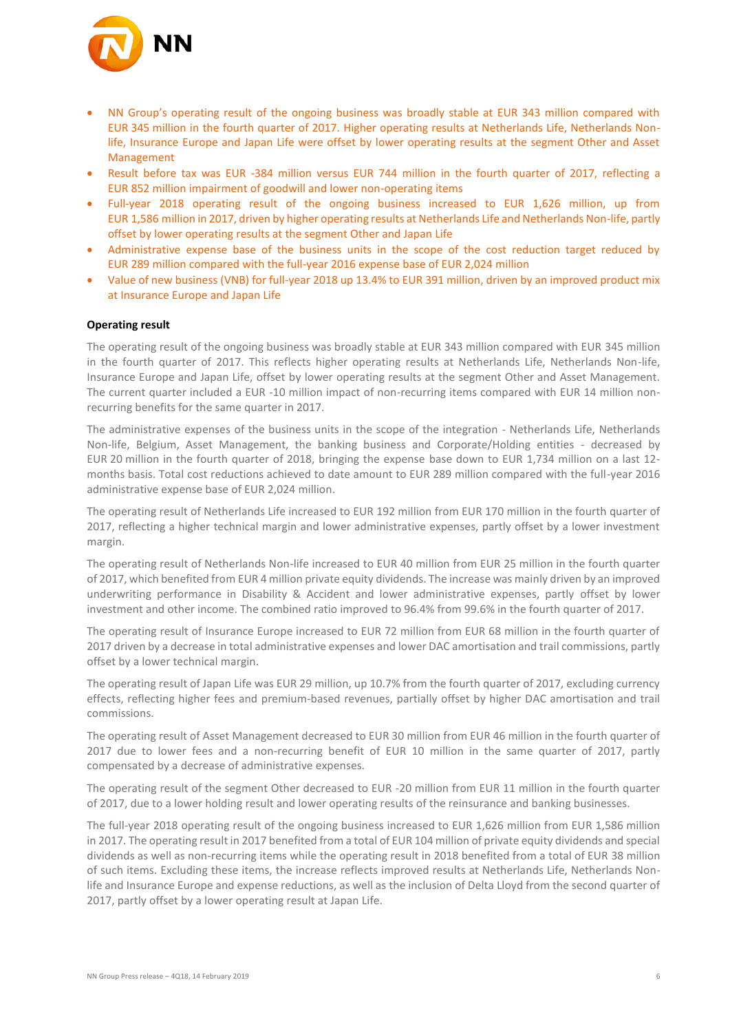- NN Group's operating result of the ongoing business was broadly stable at EUR 343 million compared with EUR 345 million in the fourth quarter of 2017. Higher operating results at Netherlands Life, Netherlands Non-life, Insurance Europe and Japan Life were offset by lower operating results at the segment Other and Asset Management
- Result before tax was EUR -384 million versus EUR 744 million in the fourth quarter of 2017, reflecting a EUR 852 million impairment of goodwill and lower non-operating items
- Full-year 2018 operating result of the ongoing business increased to EUR 1,626 million, up from EUR 1,586 million in 2017, driven by higher operating results at Netherlands Life and Netherlands Non-life, partly offset by lower operating results at the segment Other and Japan Life
- Administrative expense base of the business units in the scope of the cost reduction target reduced by EUR 289 million compared with the full-year 2016 expense base of EUR 2,024 million
- Value of new business (VNB) for full-year 2018 up 13.4% to EUR 391 million, driven by an improved product mix at Insurance Europe and Japan Life

**Operating result**

The operating result of the ongoing business was broadly stable at EUR 343 million compared with EUR 345 million in the fourth quarter of 2017. This reflects higher operating results at Netherlands Life, Netherlands Non-life, Insurance Europe and Japan Life, offset by lower operating results at the segment Other and Asset Management. The current quarter included a EUR -10 million impact of non-recurring items compared with EUR 14 million non-recurring benefits for the same quarter in 2017.

The administrative expenses of the business units in the scope of the integration - Netherlands Life, Netherlands Non-life, Belgium, Asset Management, the banking business and Corporate/Holding entities - decreased by EUR 20 million in the fourth quarter of 2018, bringing the expense base down to EUR 1,734 million on a last 12-months basis. Total cost reductions achieved to date amount to EUR 289 million compared with the full-year 2016 administrative expense base of EUR 2,024 million.

The operating result of Netherlands Life increased to EUR 192 million from EUR 170 million in the fourth quarter of 2017, reflecting a higher technical margin and lower administrative expenses, partly offset by a lower investment margin.

The operating result of Netherlands Non-life increased to EUR 40 million from EUR 25 million in the fourth quarter of 2017, which benefited from EUR 4 million private equity dividends. The increase was mainly driven by an improved underwriting performance in Disability & Accident and lower administrative expenses, partly offset by lower investment and other income. The combined ratio improved to 96.4% from 99.6% in the fourth quarter of 2017.

The operating result of Insurance Europe increased to EUR 72 million from EUR 68 million in the fourth quarter of 2017 driven by a decrease in total administrative expenses and lower DAC amortisation and trail commissions, partly offset by a lower technical margin.

The operating result of Japan Life was EUR 29 million, up 10.7% from the fourth quarter of 2017, excluding currency effects, reflecting higher fees and premium-based revenues, partially offset by higher DAC amortisation and trail commissions.

The operating result of Asset Management decreased to EUR 30 million from EUR 46 million in the fourth quarter of 2017 due to lower fees and a non-recurring benefit of EUR 10 million in the same quarter of 2017, partly compensated by a decrease of administrative expenses.

The operating result of the segment Other decreased to EUR -20 million from EUR 11 million in the fourth quarter of 2017, due to a lower holding result and lower operating results of the reinsurance and banking businesses.

The full-year 2018 operating result of the ongoing business increased to EUR 1,626 million from EUR 1,586 million in 2017. The operating result in 2017 benefited from a total of EUR 104 million of private equity dividends and special dividends as well as non-recurring items while the operating result in 2018 benefited from a total of EUR 38 million of such items. Excluding these items, the increase reflects improved results at Netherlands Life, Netherlands Non-life and Insurance Europe and expense reductions, as well as the inclusion of Delta Lloyd from the second quarter of 2017, partly offset by a lower operating result at Japan Life.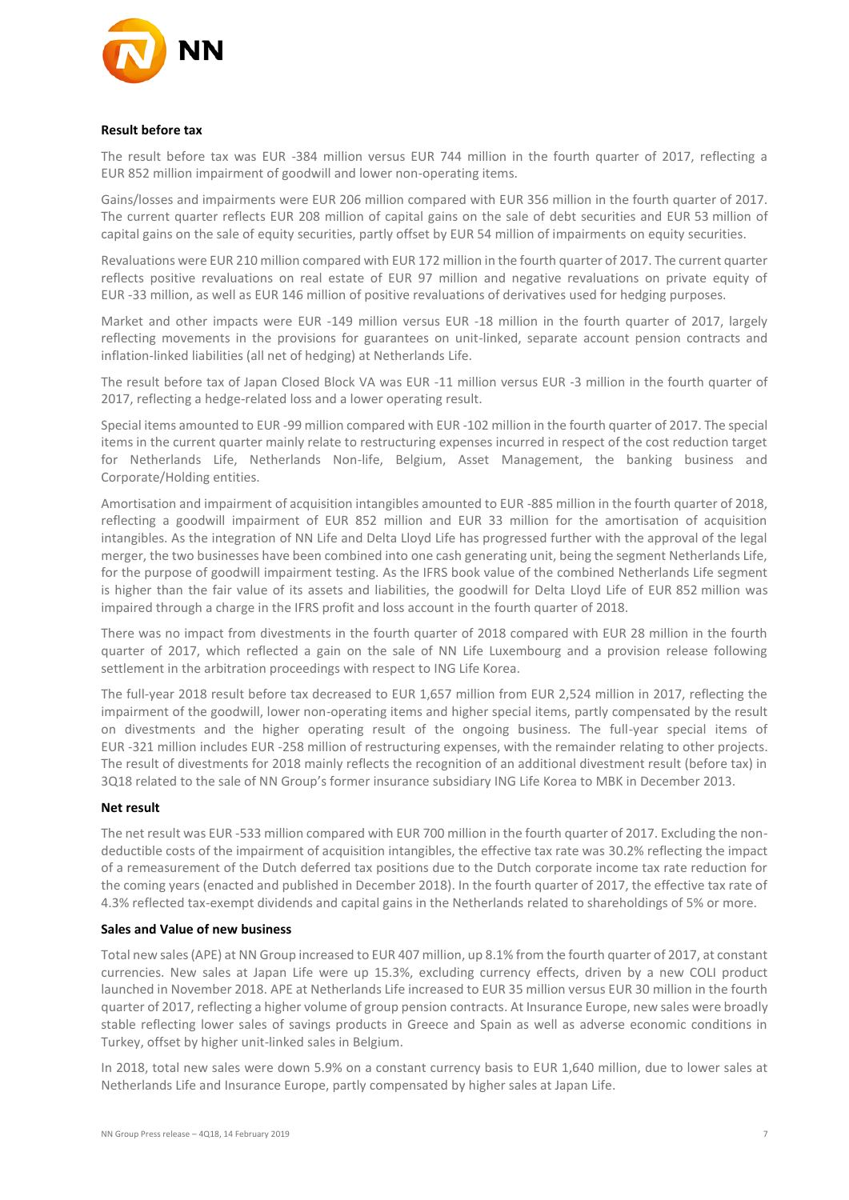**Result before tax**

The result before tax was EUR -384 million versus EUR 744 million in the fourth quarter of 2017, reflecting a EUR 852 million impairment of goodwill and lower non-operating items.

Gains/losses and impairments were EUR 206 million compared with EUR 356 million in the fourth quarter of 2017. The current quarter reflects EUR 208 million of capital gains on the sale of debt securities and EUR 53 million of capital gains on the sale of equity securities, partly offset by EUR 54 million of impairments on equity securities.

Revaluations were EUR 210 million compared with EUR 172 million in the fourth quarter of 2017. The current quarter reflects positive revaluations on real estate of EUR 97 million and negative revaluations on private equity of EUR -33 million, as well as EUR 146 million of positive revaluations of derivatives used for hedging purposes.

Market and other impacts were EUR -149 million versus EUR -18 million in the fourth quarter of 2017, largely reflecting movements in the provisions for guarantees on unit-linked, separate account pension contracts and inflation-linked liabilities (all net of hedging) at Netherlands Life.

The result before tax of Japan Closed Block VA was EUR -11 million versus EUR -3 million in the fourth quarter of 2017, reflecting a hedge-related loss and a lower operating result.

Special items amounted to EUR -99 million compared with EUR -102 million in the fourth quarter of 2017. The special items in the current quarter mainly relate to restructuring expenses incurred in respect of the cost reduction target for Netherlands Life, Netherlands Non-life, Belgium, Asset Management, the banking business and Corporate/Holding entities.

Amortisation and impairment of acquisition intangibles amounted to EUR -885 million in the fourth quarter of 2018, reflecting a goodwill impairment of EUR 852 million and EUR 33 million for the amortisation of acquisition intangibles. As the integration of NN Life and Delta Lloyd Life has progressed further with the approval of the legal merger, the two businesses have been combined into one cash generating unit, being the segment Netherlands Life, for the purpose of goodwill impairment testing. As the IFRS book value of the combined Netherlands Life segment is higher than the fair value of its assets and liabilities, the goodwill for Delta Lloyd Life of EUR 852 million was impaired through a charge in the IFRS profit and loss account in the fourth quarter of 2018.

There was no impact from divestments in the fourth quarter of 2018 compared with EUR 28 million in the fourth quarter of 2017, which reflected a gain on the sale of NN Life Luxembourg and a provision release following settlement in the arbitration proceedings with respect to ING Life Korea.

The full-year 2018 result before tax decreased to EUR 1,657 million from EUR 2,524 million in 2017, reflecting the impairment of the goodwill, lower non-operating items and higher special items, partly compensated by the result on divestments and the higher operating result of the ongoing business. The full-year special items of EUR -321 million includes EUR -258 million of restructuring expenses, with the remainder relating to other projects. The result of divestments for 2018 mainly reflects the recognition of an additional divestment result (before tax) in 3Q18 related to the sale of NN Group's former insurance subsidiary ING Life Korea to MBK in December 2013.

**Net result**

The net result was EUR -533 million compared with EUR 700 million in the fourth quarter of 2017. Excluding the non-deductible costs of the impairment of acquisition intangibles, the effective tax rate was 30.2% reflecting the impact of a remeasurement of the Dutch deferred tax positions due to the Dutch corporate income tax rate reduction for the coming years (enacted and published in December 2018). In the fourth quarter of 2017, the effective tax rate of 4.3% reflected tax-exempt dividends and capital gains in the Netherlands related to shareholdings of 5% or more.

**Sales and Value of new business**

Total new sales (APE) at NN Group increased to EUR 407 million, up 8.1% from the fourth quarter of 2017, at constant currencies. New sales at Japan Life were up 15.3%, excluding currency effects, driven by a new COLI product launched in November 2018. APE at Netherlands Life increased to EUR 35 million versus EUR 30 million in the fourth quarter of 2017, reflecting a higher volume of group pension contracts. At Insurance Europe, new sales were broadly stable reflecting lower sales of savings products in Greece and Spain as well as adverse economic conditions in Turkey, offset by higher unit-linked sales in Belgium.

In 2018, total new sales were down 5.9% on a constant currency basis to EUR 1,640 million, due to lower sales at Netherlands Life and Insurance Europe, partly compensated by higher sales at Japan Life.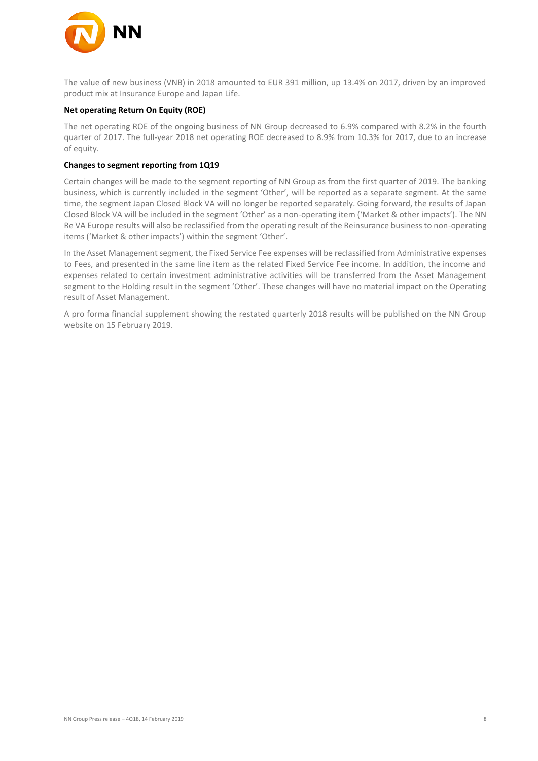The value of new business (VNB) in 2018 amounted to EUR 391 million, up 13.4% on 2017, driven by an improved product mix at Insurance Europe and Japan Life.

**Net operating Return On Equity (ROE)**

The net operating ROE of the ongoing business of NN Group decreased to 6.9% compared with 8.2% in the fourth quarter of 2017. The full-year 2018 net operating ROE decreased to 8.9% from 10.3% for 2017, due to an increase of equity.

**Changes to segment reporting from 1Q19**

Certain changes will be made to the segment reporting of NN Group as from the first quarter of 2019. The banking business, which is currently included in the segment 'Other', will be reported as a separate segment. At the same time, the segment Japan Closed Block VA will no longer be reported separately. Going forward, the results of Japan Closed Block VA will be included in the segment 'Other' as a non-operating item ('Market & other impacts'). The NN Re VA Europe results will also be reclassified from the operating result of the Reinsurance business to non-operating items ('Market & other impacts') within the segment 'Other'.

In the Asset Management segment, the Fixed Service Fee expenses will be reclassified from Administrative expenses to Fees, and presented in the same line item as the related Fixed Service Fee income. In addition, the income and expenses related to certain investment administrative activities will be transferred from the Asset Management segment to the Holding result in the segment 'Other'. These changes will have no material impact on the Operating result of Asset Management.

A pro forma financial supplement showing the restated quarterly 2018 results will be published on the NN Group website on 15 February 2019.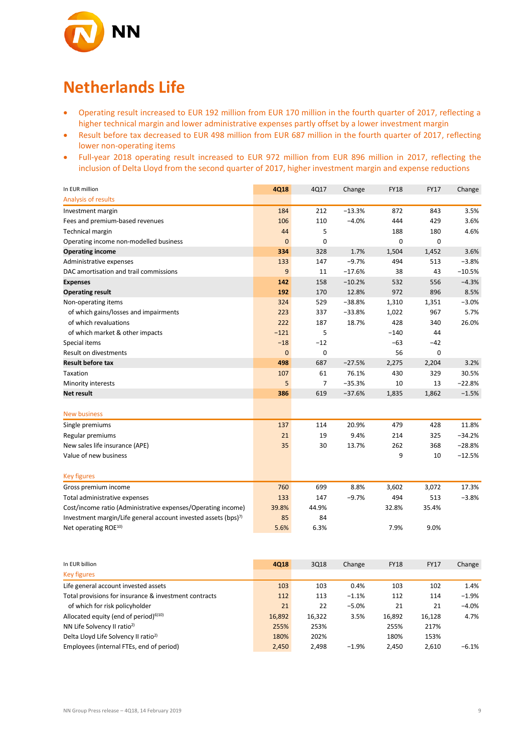# Netherlands Life

- Operating result increased to EUR 192 million from EUR 170 million in the fourth quarter of 2017, reflecting a higher technical margin and lower administrative expenses partly offset by a lower investment margin
- Result before tax decreased to EUR 498 million from EUR 687 million in the fourth quarter of 2017, reflecting lower non-operating items
- Full-year 2018 operating result increased to EUR 972 million from EUR 896 million in 2017, reflecting the inclusion of Delta Lloyd from the second quarter of 2017, higher investment margin and expense reductions

| In EUR million | 4Q18 | 4Q17 | Change | FY18 | FY17 | Change |
|---|---|---|---|---|---|---|
| Analysis of results | | | | | | |
| Investment margin | 184 | 212 | −13.3% | 872 | 843 | 3.5% |
| Fees and premium-based revenues | 106 | 110 | −4.0% | 444 | 429 | 3.6% |
| Technical margin | 44 | 5 | | 188 | 180 | 4.6% |
| Operating income non-modelled business | 0 | 0 | | 0 | 0 | |
| **Operating income** | **334** | 328 | 1.7% | 1,504 | 1,452 | 3.6% |
| Administrative expenses | 133 | 147 | −9.7% | 494 | 513 | −3.8% |
| DAC amortisation and trail commissions | 9 | 11 | −17.6% | 38 | 43 | −10.5% |
| **Expenses** | **142** | 158 | −10.2% | 532 | 556 | −4.3% |
| **Operating result** | **192** | 170 | 12.8% | 972 | 896 | 8.5% |
| Non-operating items | 324 | 529 | −38.8% | 1,310 | 1,351 | −3.0% |
| of which gains/losses and impairments | 223 | 337 | −33.8% | 1,022 | 967 | 5.7% |
| of which revaluations | 222 | 187 | 18.7% | 428 | 340 | 26.0% |
| of which market & other impacts | −121 | 5 | | −140 | 44 | |
| Special items | −18 | −12 | | −63 | −42 | |
| Result on divestments | 0 | 0 | | 56 | 0 | |
| **Result before tax** | **498** | 687 | −27.5% | 2,275 | 2,204 | 3.2% |
| Taxation | 107 | 61 | 76.1% | 430 | 329 | 30.5% |
| Minority interests | 5 | 7 | −35.3% | 10 | 13 | −22.8% |
| **Net result** | **386** | 619 | −37.6% | 1,835 | 1,862 | −1.5% |
| | | | | | | |
| New business | | | | | | |
| Single premiums | 137 | 114 | 20.9% | 479 | 428 | 11.8% |
| Regular premiums | 21 | 19 | 9.4% | 214 | 325 | −34.2% |
| New sales life insurance (APE) | 35 | 30 | 13.7% | 262 | 368 | −28.8% |
| Value of new business | | | | 9 | 10 | −12.5% |
| | | | | | | |
| Key figures | | | | | | |
| Gross premium income | 760 | 699 | 8.8% | 3,602 | 3,072 | 17.3% |
| Total administrative expenses | 133 | 147 | −9.7% | 494 | 513 | −3.8% |
| Cost/income ratio (Administrative expenses/Operating income) | 39.8% | 44.9% | | 32.8% | 35.4% | |
| Investment margin/Life general account invested assets (bps)[7] | 85 | 84 | | | | |
| Net operating ROE[10] | 5.6% | 6.3% | | 7.9% | 9.0% | |

| In EUR billion | 4Q18 | 3Q18 | Change | FY18 | FY17 | Change |
|---|---|---|---|---|---|---|
| Key figures | | | | | | |
| Life general account invested assets | 103 | 103 | 0.4% | 103 | 102 | 1.4% |
| Total provisions for insurance & investment contracts | 112 | 113 | −1.1% | 112 | 114 | −1.9% |
| of which for risk policyholder | 21 | 22 | −5.0% | 21 | 21 | −4.0% |
| Allocated equity (end of period)[6][10] | 16,892 | 16,322 | 3.5% | 16,892 | 16,128 | 4.7% |
| NN Life Solvency II ratio[2] | 255% | 253% | | 255% | 217% | |
| Delta Lloyd Life Solvency II ratio[2] | 180% | 202% | | 180% | 153% | |
| Employees (internal FTEs, end of period) | 2,450 | 2,498 | −1.9% | 2,450 | 2,610 | −6.1% |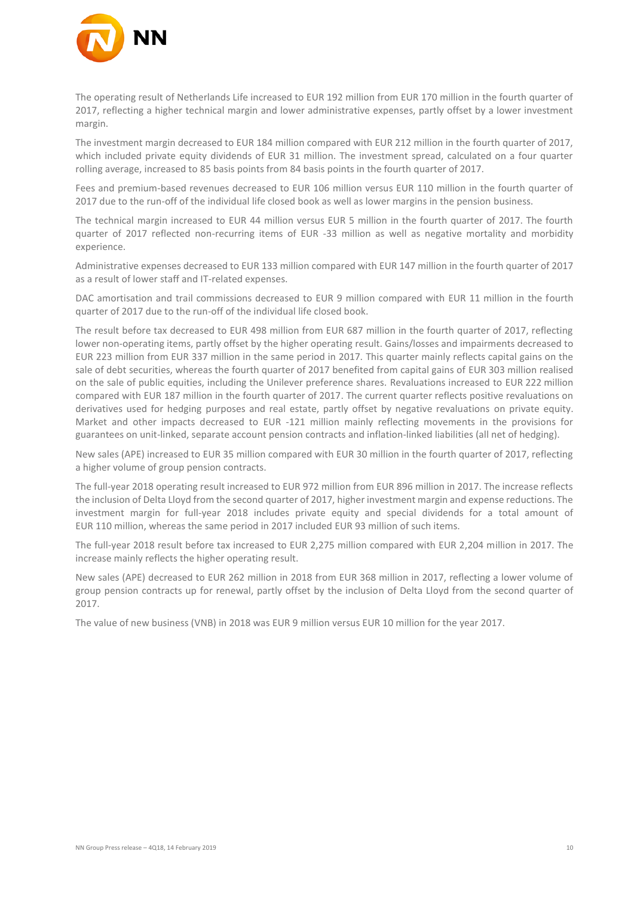The operating result of Netherlands Life increased to EUR 192 million from EUR 170 million in the fourth quarter of 2017, reflecting a higher technical margin and lower administrative expenses, partly offset by a lower investment margin.

The investment margin decreased to EUR 184 million compared with EUR 212 million in the fourth quarter of 2017, which included private equity dividends of EUR 31 million. The investment spread, calculated on a four quarter rolling average, increased to 85 basis points from 84 basis points in the fourth quarter of 2017.

Fees and premium-based revenues decreased to EUR 106 million versus EUR 110 million in the fourth quarter of 2017 due to the run-off of the individual life closed book as well as lower margins in the pension business.

The technical margin increased to EUR 44 million versus EUR 5 million in the fourth quarter of 2017. The fourth quarter of 2017 reflected non-recurring items of EUR -33 million as well as negative mortality and morbidity experience.

Administrative expenses decreased to EUR 133 million compared with EUR 147 million in the fourth quarter of 2017 as a result of lower staff and IT-related expenses.

DAC amortisation and trail commissions decreased to EUR 9 million compared with EUR 11 million in the fourth quarter of 2017 due to the run-off of the individual life closed book.

The result before tax decreased to EUR 498 million from EUR 687 million in the fourth quarter of 2017, reflecting lower non-operating items, partly offset by the higher operating result. Gains/losses and impairments decreased to EUR 223 million from EUR 337 million in the same period in 2017. This quarter mainly reflects capital gains on the sale of debt securities, whereas the fourth quarter of 2017 benefited from capital gains of EUR 303 million realised on the sale of public equities, including the Unilever preference shares. Revaluations increased to EUR 222 million compared with EUR 187 million in the fourth quarter of 2017. The current quarter reflects positive revaluations on derivatives used for hedging purposes and real estate, partly offset by negative revaluations on private equity. Market and other impacts decreased to EUR -121 million mainly reflecting movements in the provisions for guarantees on unit-linked, separate account pension contracts and inflation-linked liabilities (all net of hedging).

New sales (APE) increased to EUR 35 million compared with EUR 30 million in the fourth quarter of 2017, reflecting a higher volume of group pension contracts.

The full-year 2018 operating result increased to EUR 972 million from EUR 896 million in 2017. The increase reflects the inclusion of Delta Lloyd from the second quarter of 2017, higher investment margin and expense reductions. The investment margin for full-year 2018 includes private equity and special dividends for a total amount of EUR 110 million, whereas the same period in 2017 included EUR 93 million of such items.

The full-year 2018 result before tax increased to EUR 2,275 million compared with EUR 2,204 million in 2017. The increase mainly reflects the higher operating result.

New sales (APE) decreased to EUR 262 million in 2018 from EUR 368 million in 2017, reflecting a lower volume of group pension contracts up for renewal, partly offset by the inclusion of Delta Lloyd from the second quarter of 2017.

The value of new business (VNB) in 2018 was EUR 9 million versus EUR 10 million for the year 2017.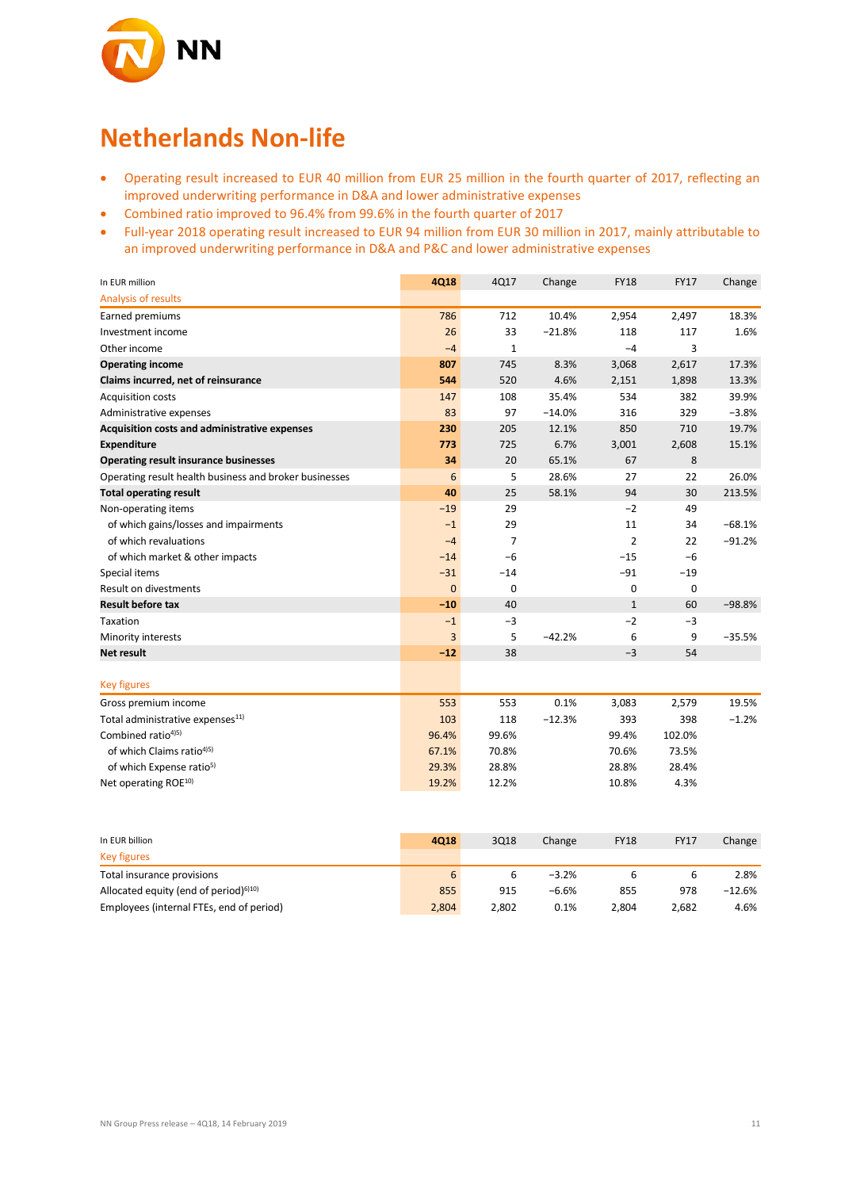# Netherlands Non-life

- Operating result increased to EUR 40 million from EUR 25 million in the fourth quarter of 2017, reflecting an improved underwriting performance in D&A and lower administrative expenses
- Combined ratio improved to 96.4% from 99.6% in the fourth quarter of 2017
- Full-year 2018 operating result increased to EUR 94 million from EUR 30 million in 2017, mainly attributable to an improved underwriting performance in D&A and P&C and lower administrative expenses

| In EUR million | 4Q18 | 4Q17 | Change | FY18 | FY17 | Change |
|---|---|---|---|---|---|---|
| Analysis of results | | | | | | |
| Earned premiums | 786 | 712 | 10.4% | 2,954 | 2,497 | 18.3% |
| Investment income | 26 | 33 | −21.8% | 118 | 117 | 1.6% |
| Other income | −4 | 1 | | −4 | 3 | |
| **Operating income** | **807** | 745 | 8.3% | 3,068 | 2,617 | 17.3% |
| **Claims incurred, net of reinsurance** | **544** | 520 | 4.6% | 2,151 | 1,898 | 13.3% |
| Acquisition costs | 147 | 108 | 35.4% | 534 | 382 | 39.9% |
| Administrative expenses | 83 | 97 | −14.0% | 316 | 329 | −3.8% |
| **Acquisition costs and administrative expenses** | **230** | 205 | 12.1% | 850 | 710 | 19.7% |
| **Expenditure** | **773** | 725 | 6.7% | 3,001 | 2,608 | 15.1% |
| **Operating result insurance businesses** | **34** | 20 | 65.1% | 67 | 8 | |
| Operating result health business and broker businesses | 6 | 5 | 28.6% | 27 | 22 | 26.0% |
| **Total operating result** | **40** | 25 | 58.1% | 94 | 30 | 213.5% |
| Non-operating items | −19 | 29 | | −2 | 49 | |
| of which gains/losses and impairments | −1 | 29 | | 11 | 34 | −68.1% |
| of which revaluations | −4 | 7 | | 2 | 22 | −91.2% |
| of which market & other impacts | −14 | −6 | | −15 | −6 | |
| Special items | −31 | −14 | | −91 | −19 | |
| Result on divestments | 0 | 0 | | 0 | 0 | |
| **Result before tax** | **−10** | 40 | | 1 | 60 | −98.8% |
| Taxation | −1 | −3 | | −2 | −3 | |
| Minority interests | 3 | 5 | −42.2% | 6 | 9 | −35.5% |
| **Net result** | **−12** | 38 | | −3 | 54 | |
| | | | | | | |
| Key figures | | | | | | |
| Gross premium income | 553 | 553 | 0.1% | 3,083 | 2,579 | 19.5% |
| Total administrative expenses[11] | 103 | 118 | −12.3% | 393 | 398 | −1.2% |
| Combined ratio[4,5] | 96.4% | 99.6% | | 99.4% | 102.0% | |
| of which Claims ratio[4,5] | 67.1% | 70.8% | | 70.6% | 73.5% | |
| of which Expense ratio[5] | 29.3% | 28.8% | | 28.8% | 28.4% | |
| Net operating ROE[10] | 19.2% | 12.2% | | 10.8% | 4.3% | |

| In EUR billion | 4Q18 | 3Q18 | Change | FY18 | FY17 | Change |
|---|---|---|---|---|---|---|
| Key figures | | | | | | |
| Total insurance provisions | 6 | 6 | −3.2% | 6 | 6 | 2.8% |
| Allocated equity (end of period)[6,10] | 855 | 915 | −6.6% | 855 | 978 | −12.6% |
| Employees (internal FTEs, end of period) | 2,804 | 2,802 | 0.1% | 2,804 | 2,682 | 4.6% |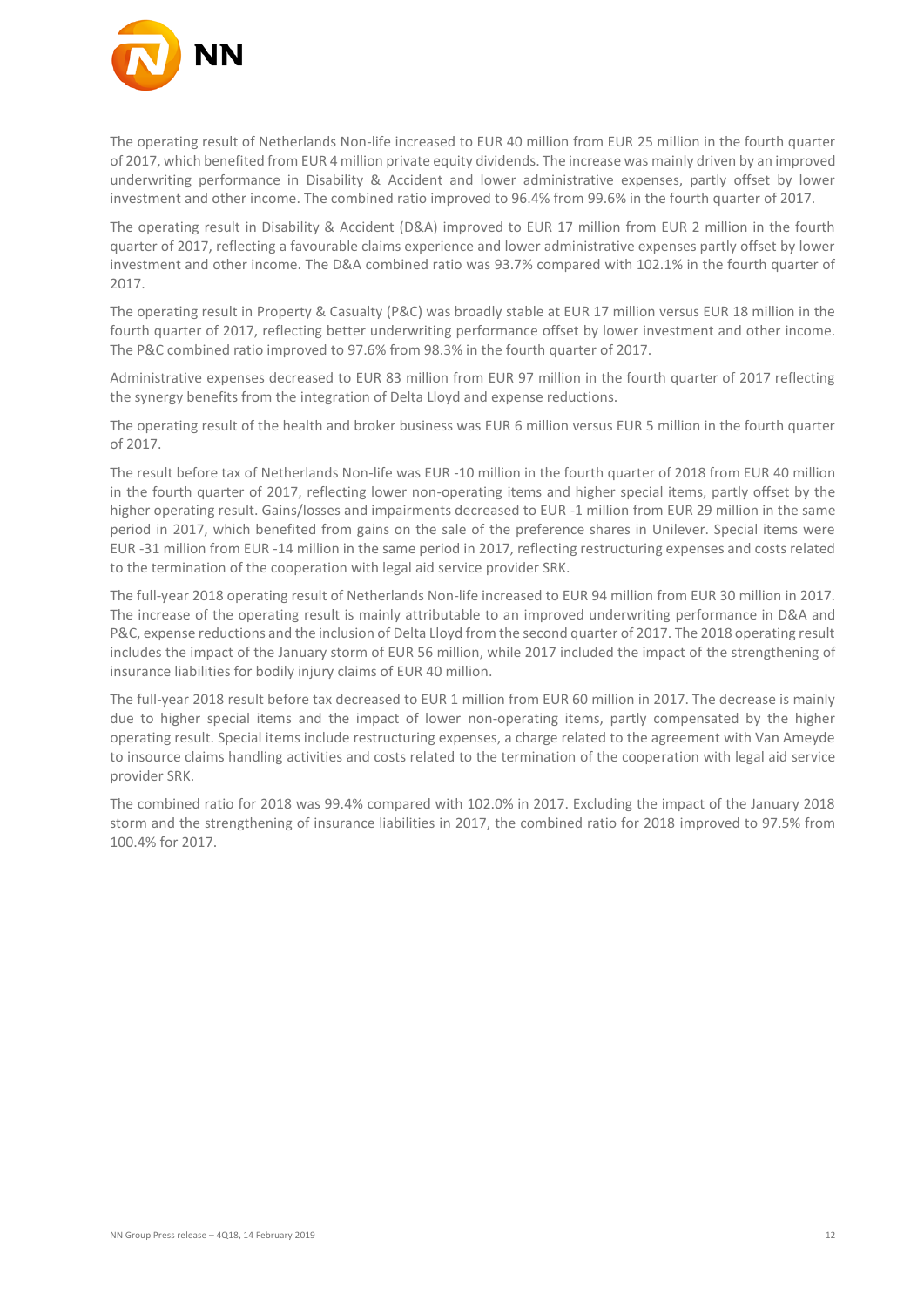The operating result of Netherlands Non-life increased to EUR 40 million from EUR 25 million in the fourth quarter of 2017, which benefited from EUR 4 million private equity dividends. The increase was mainly driven by an improved underwriting performance in Disability & Accident and lower administrative expenses, partly offset by lower investment and other income. The combined ratio improved to 96.4% from 99.6% in the fourth quarter of 2017.

The operating result in Disability & Accident (D&A) improved to EUR 17 million from EUR 2 million in the fourth quarter of 2017, reflecting a favourable claims experience and lower administrative expenses partly offset by lower investment and other income. The D&A combined ratio was 93.7% compared with 102.1% in the fourth quarter of 2017.

The operating result in Property & Casualty (P&C) was broadly stable at EUR 17 million versus EUR 18 million in the fourth quarter of 2017, reflecting better underwriting performance offset by lower investment and other income. The P&C combined ratio improved to 97.6% from 98.3% in the fourth quarter of 2017.

Administrative expenses decreased to EUR 83 million from EUR 97 million in the fourth quarter of 2017 reflecting the synergy benefits from the integration of Delta Lloyd and expense reductions.

The operating result of the health and broker business was EUR 6 million versus EUR 5 million in the fourth quarter of 2017.

The result before tax of Netherlands Non-life was EUR -10 million in the fourth quarter of 2018 from EUR 40 million in the fourth quarter of 2017, reflecting lower non-operating items and higher special items, partly offset by the higher operating result. Gains/losses and impairments decreased to EUR -1 million from EUR 29 million in the same period in 2017, which benefited from gains on the sale of the preference shares in Unilever. Special items were EUR -31 million from EUR -14 million in the same period in 2017, reflecting restructuring expenses and costs related to the termination of the cooperation with legal aid service provider SRK.

The full-year 2018 operating result of Netherlands Non-life increased to EUR 94 million from EUR 30 million in 2017. The increase of the operating result is mainly attributable to an improved underwriting performance in D&A and P&C, expense reductions and the inclusion of Delta Lloyd from the second quarter of 2017. The 2018 operating result includes the impact of the January storm of EUR 56 million, while 2017 included the impact of the strengthening of insurance liabilities for bodily injury claims of EUR 40 million.

The full-year 2018 result before tax decreased to EUR 1 million from EUR 60 million in 2017. The decrease is mainly due to higher special items and the impact of lower non-operating items, partly compensated by the higher operating result. Special items include restructuring expenses, a charge related to the agreement with Van Ameyde to insource claims handling activities and costs related to the termination of the cooperation with legal aid service provider SRK.

The combined ratio for 2018 was 99.4% compared with 102.0% in 2017. Excluding the impact of the January 2018 storm and the strengthening of insurance liabilities in 2017, the combined ratio for 2018 improved to 97.5% from 100.4% for 2017.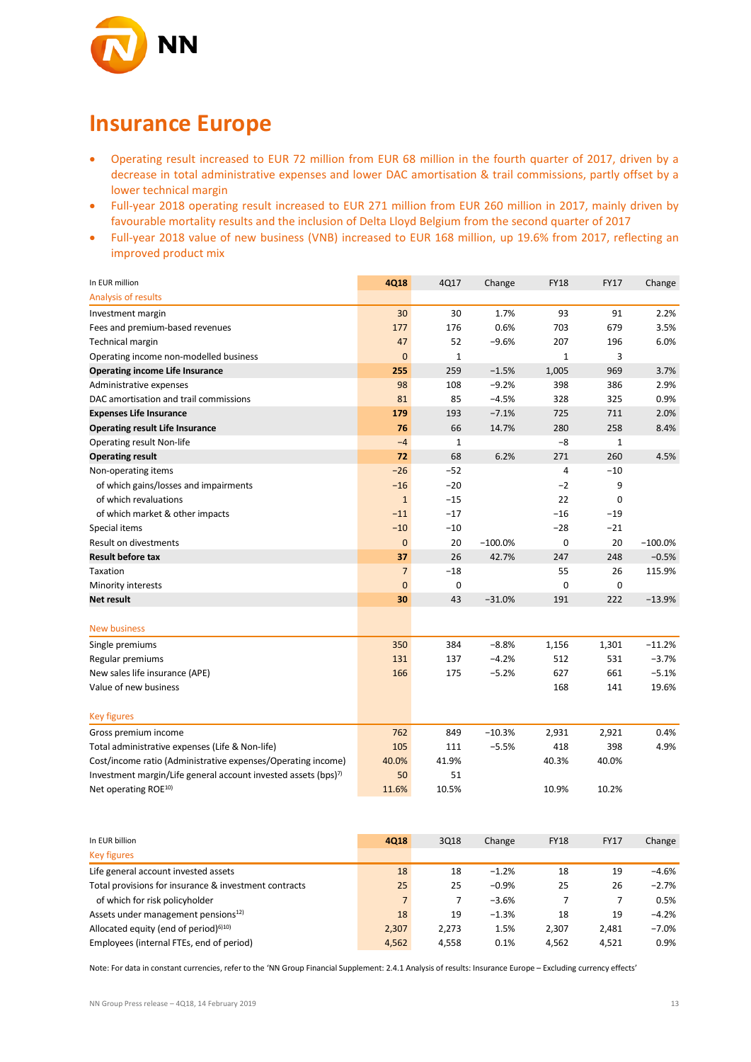# Insurance Europe

- Operating result increased to EUR 72 million from EUR 68 million in the fourth quarter of 2017, driven by a decrease in total administrative expenses and lower DAC amortisation & trail commissions, partly offset by a lower technical margin
- Full-year 2018 operating result increased to EUR 271 million from EUR 260 million in 2017, mainly driven by favourable mortality results and the inclusion of Delta Lloyd Belgium from the second quarter of 2017
- Full-year 2018 value of new business (VNB) increased to EUR 168 million, up 19.6% from 2017, reflecting an improved product mix

| In EUR million | 4Q18 | 4Q17 | Change | FY18 | FY17 | Change |
|---|---|---|---|---|---|---|
| **Analysis of results** | | | | | | |
| Investment margin | 30 | 30 | 1.7% | 93 | 91 | 2.2% |
| Fees and premium-based revenues | 177 | 176 | 0.6% | 703 | 679 | 3.5% |
| Technical margin | 47 | 52 | −9.6% | 207 | 196 | 6.0% |
| Operating income non-modelled business | 0 | 1 | | 1 | 3 | |
| **Operating income Life Insurance** | **255** | 259 | −1.5% | 1,005 | 969 | 3.7% |
| Administrative expenses | 98 | 108 | −9.2% | 398 | 386 | 2.9% |
| DAC amortisation and trail commissions | 81 | 85 | −4.5% | 328 | 325 | 0.9% |
| **Expenses Life Insurance** | **179** | 193 | −7.1% | 725 | 711 | 2.0% |
| **Operating result Life Insurance** | **76** | 66 | 14.7% | 280 | 258 | 8.4% |
| Operating result Non-life | −4 | 1 | | −8 | 1 | |
| **Operating result** | **72** | 68 | 6.2% | 271 | 260 | 4.5% |
| Non-operating items | −26 | −52 | | 4 | −10 | |
| of which gains/losses and impairments | −16 | −20 | | −2 | 9 | |
| of which revaluations | 1 | −15 | | 22 | 0 | |
| of which market & other impacts | −11 | −17 | | −16 | −19 | |
| Special items | −10 | −10 | | −28 | −21 | |
| Result on divestments | 0 | 20 | −100.0% | 0 | 20 | −100.0% |
| **Result before tax** | **37** | 26 | 42.7% | 247 | 248 | −0.5% |
| Taxation | 7 | −18 | | 55 | 26 | 115.9% |
| Minority interests | 0 | 0 | | 0 | 0 | |
| **Net result** | **30** | 43 | −31.0% | 191 | 222 | −13.9% |
| **New business** | | | | | | |
| Single premiums | 350 | 384 | −8.8% | 1,156 | 1,301 | −11.2% |
| Regular premiums | 131 | 137 | −4.2% | 512 | 531 | −3.7% |
| New sales life insurance (APE) | 166 | 175 | −5.2% | 627 | 661 | −5.1% |
| Value of new business | | | | 168 | 141 | 19.6% |
| **Key figures** | | | | | | |
| Gross premium income | 762 | 849 | −10.3% | 2,931 | 2,921 | 0.4% |
| Total administrative expenses (Life & Non-life) | 105 | 111 | −5.5% | 418 | 398 | 4.9% |
| Cost/income ratio (Administrative expenses/Operating income) | 40.0% | 41.9% | | 40.3% | 40.0% | |
| Investment margin/Life general account invested assets (bps)[7] | 50 | 51 | | | | |
| Net operating ROE[10] | 11.6% | 10.5% | | 10.9% | 10.2% | |

| In EUR billion | 4Q18 | 3Q18 | Change | FY18 | FY17 | Change |
|---|---|---|---|---|---|---|
| **Key figures** | | | | | | |
| Life general account invested assets | 18 | 18 | −1.2% | 18 | 19 | −4.6% |
| Total provisions for insurance & investment contracts | 25 | 25 | −0.9% | 25 | 26 | −2.7% |
| of which for risk policyholder | 7 | 7 | −3.6% | 7 | 7 | 0.5% |
| Assets under management pensions[12] | 18 | 19 | −1.3% | 18 | 19 | −4.2% |
| Allocated equity (end of period)[6][10] | 2,307 | 2,273 | 1.5% | 2,307 | 2,481 | −7.0% |
| Employees (internal FTEs, end of period) | 4,562 | 4,558 | 0.1% | 4,562 | 4,521 | 0.9% |

Note: For data in constant currencies, refer to the 'NN Group Financial Supplement: 2.4.1 Analysis of results: Insurance Europe – Excluding currency effects'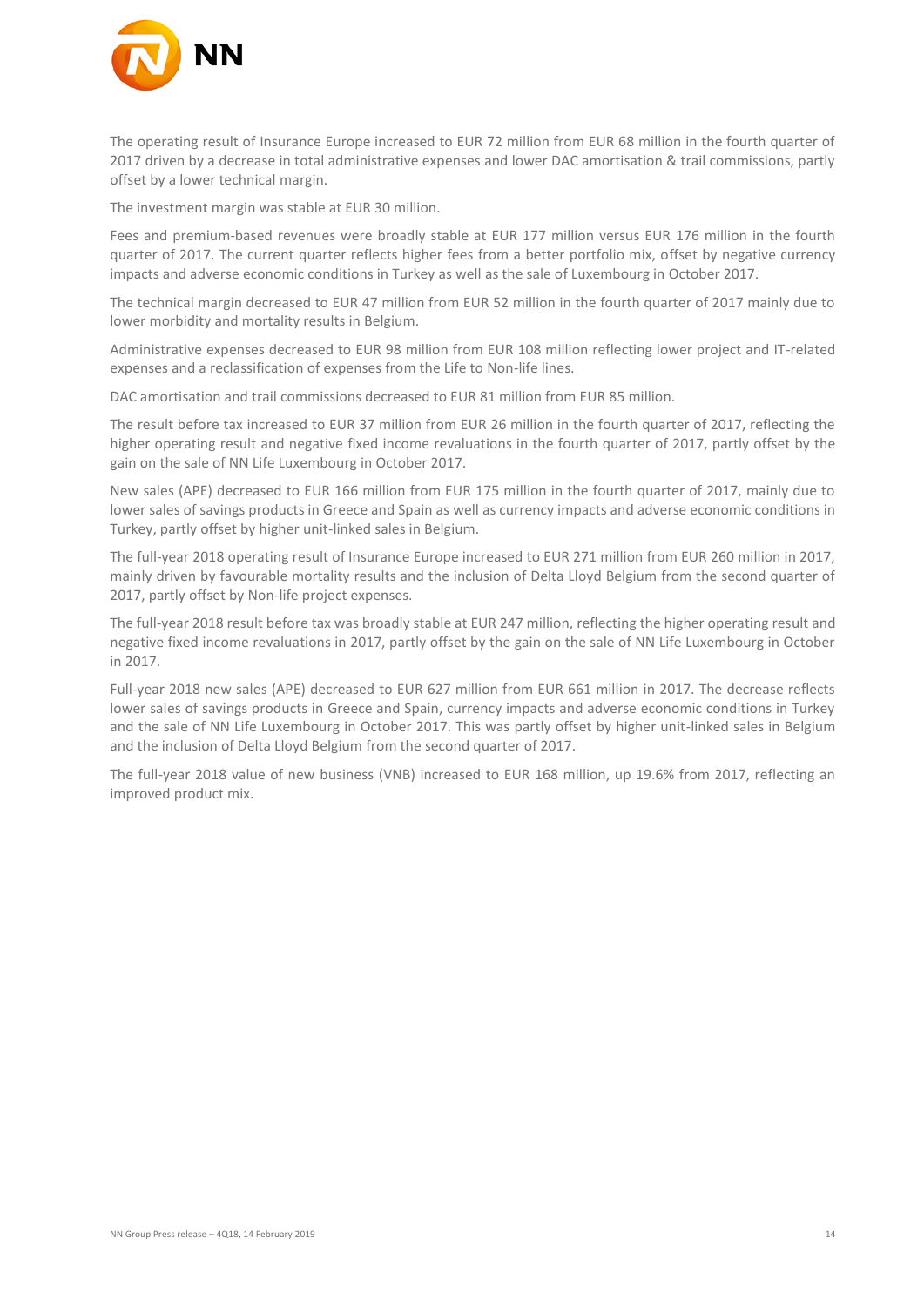The operating result of Insurance Europe increased to EUR 72 million from EUR 68 million in the fourth quarter of 2017 driven by a decrease in total administrative expenses and lower DAC amortisation & trail commissions, partly offset by a lower technical margin.

The investment margin was stable at EUR 30 million.

Fees and premium-based revenues were broadly stable at EUR 177 million versus EUR 176 million in the fourth quarter of 2017. The current quarter reflects higher fees from a better portfolio mix, offset by negative currency impacts and adverse economic conditions in Turkey as well as the sale of Luxembourg in October 2017.

The technical margin decreased to EUR 47 million from EUR 52 million in the fourth quarter of 2017 mainly due to lower morbidity and mortality results in Belgium.

Administrative expenses decreased to EUR 98 million from EUR 108 million reflecting lower project and IT-related expenses and a reclassification of expenses from the Life to Non-life lines.

DAC amortisation and trail commissions decreased to EUR 81 million from EUR 85 million.

The result before tax increased to EUR 37 million from EUR 26 million in the fourth quarter of 2017, reflecting the higher operating result and negative fixed income revaluations in the fourth quarter of 2017, partly offset by the gain on the sale of NN Life Luxembourg in October 2017.

New sales (APE) decreased to EUR 166 million from EUR 175 million in the fourth quarter of 2017, mainly due to lower sales of savings products in Greece and Spain as well as currency impacts and adverse economic conditions in Turkey, partly offset by higher unit-linked sales in Belgium.

The full-year 2018 operating result of Insurance Europe increased to EUR 271 million from EUR 260 million in 2017, mainly driven by favourable mortality results and the inclusion of Delta Lloyd Belgium from the second quarter of 2017, partly offset by Non-life project expenses.

The full-year 2018 result before tax was broadly stable at EUR 247 million, reflecting the higher operating result and negative fixed income revaluations in 2017, partly offset by the gain on the sale of NN Life Luxembourg in October in 2017.

Full-year 2018 new sales (APE) decreased to EUR 627 million from EUR 661 million in 2017. The decrease reflects lower sales of savings products in Greece and Spain, currency impacts and adverse economic conditions in Turkey and the sale of NN Life Luxembourg in October 2017. This was partly offset by higher unit-linked sales in Belgium and the inclusion of Delta Lloyd Belgium from the second quarter of 2017.

The full-year 2018 value of new business (VNB) increased to EUR 168 million, up 19.6% from 2017, reflecting an improved product mix.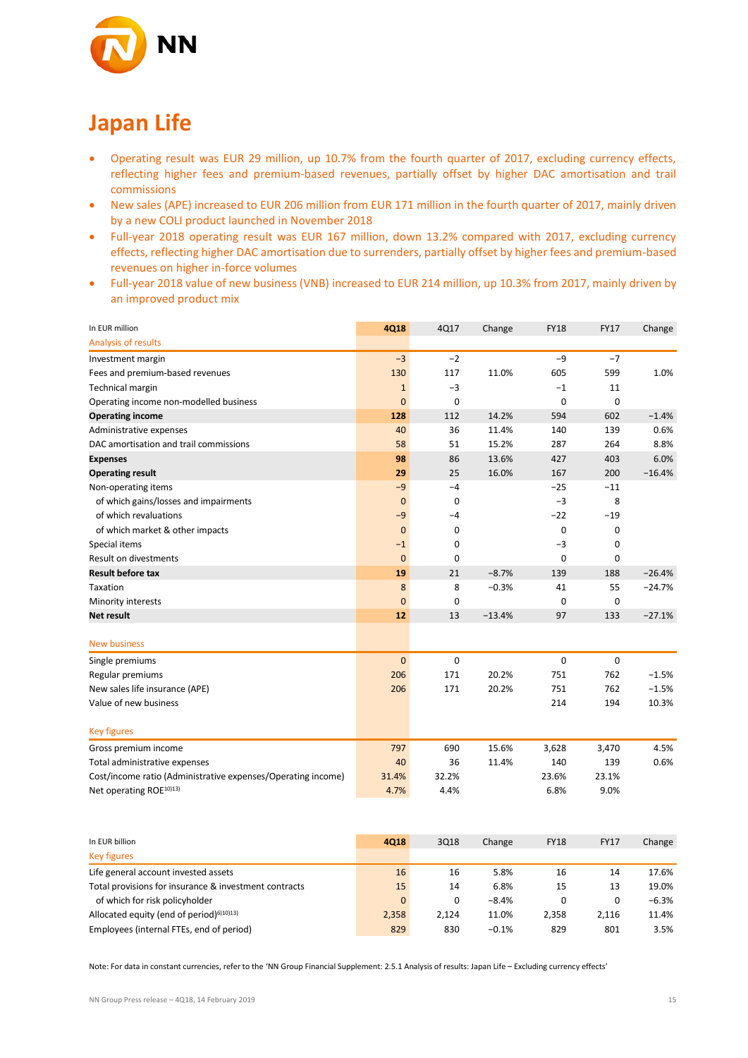# Japan Life

- Operating result was EUR 29 million, up 10.7% from the fourth quarter of 2017, excluding currency effects, reflecting higher fees and premium-based revenues, partially offset by higher DAC amortisation and trail commissions
- New sales (APE) increased to EUR 206 million from EUR 171 million in the fourth quarter of 2017, mainly driven by a new COLI product launched in November 2018
- Full-year 2018 operating result was EUR 167 million, down 13.2% compared with 2017, excluding currency effects, reflecting higher DAC amortisation due to surrenders, partially offset by higher fees and premium-based revenues on higher in-force volumes
- Full-year 2018 value of new business (VNB) increased to EUR 214 million, up 10.3% from 2017, mainly driven by an improved product mix

| In EUR million | 4Q18 | 4Q17 | Change | FY18 | FY17 | Change |
|---|---|---|---|---|---|---|
| Analysis of results | | | | | | |
| Investment margin | −3 | −2 | | −9 | −7 | |
| Fees and premium-based revenues | 130 | 117 | 11.0% | 605 | 599 | 1.0% |
| Technical margin | 1 | −3 | | −1 | 11 | |
| Operating income non-modelled business | 0 | 0 | | 0 | 0 | |
| **Operating income** | **128** | 112 | 14.2% | 594 | 602 | −1.4% |
| Administrative expenses | 40 | 36 | 11.4% | 140 | 139 | 0.6% |
| DAC amortisation and trail commissions | 58 | 51 | 15.2% | 287 | 264 | 8.8% |
| **Expenses** | **98** | 86 | 13.6% | 427 | 403 | 6.0% |
| **Operating result** | **29** | 25 | 16.0% | 167 | 200 | −16.4% |
| Non-operating items | −9 | −4 | | −25 | −11 | |
| of which gains/losses and impairments | 0 | 0 | | −3 | 8 | |
| of which revaluations | −9 | −4 | | −22 | −19 | |
| of which market & other impacts | 0 | 0 | | 0 | 0 | |
| Special items | −1 | 0 | | −3 | 0 | |
| Result on divestments | 0 | 0 | | 0 | 0 | |
| **Result before tax** | **19** | 21 | −8.7% | 139 | 188 | −26.4% |
| Taxation | 8 | 8 | −0.3% | 41 | 55 | −24.7% |
| Minority interests | 0 | 0 | | 0 | 0 | |
| **Net result** | **12** | 13 | −13.4% | 97 | 133 | −27.1% |
| | | | | | | |
| New business | | | | | | |
| Single premiums | 0 | 0 | | 0 | 0 | |
| Regular premiums | 206 | 171 | 20.2% | 751 | 762 | −1.5% |
| New sales life insurance (APE) | 206 | 171 | 20.2% | 751 | 762 | −1.5% |
| Value of new business | | | | 214 | 194 | 10.3% |
| | | | | | | |
| Key figures | | | | | | |
| Gross premium income | 797 | 690 | 15.6% | 3,628 | 3,470 | 4.5% |
| Total administrative expenses | 40 | 36 | 11.4% | 140 | 139 | 0.6% |
| Cost/income ratio (Administrative expenses/Operating income) | 31.4% | 32.2% | | 23.6% | 23.1% | |
| Net operating ROE[10)13)] | 4.7% | 4.4% | | 6.8% | 9.0% | |

| In EUR billion | 4Q18 | 3Q18 | Change | FY18 | FY17 | Change |
|---|---|---|---|---|---|---|
| Key figures | | | | | | |
| Life general account invested assets | 16 | 16 | 5.8% | 16 | 14 | 17.6% |
| Total provisions for insurance & investment contracts | 15 | 14 | 6.8% | 15 | 13 | 19.0% |
| of which for risk policyholder | 0 | 0 | −8.4% | 0 | 0 | −6.3% |
| Allocated equity (end of period)[6)10)13)] | 2,358 | 2,124 | 11.0% | 2,358 | 2,116 | 11.4% |
| Employees (internal FTEs, end of period) | 829 | 830 | −0.1% | 829 | 801 | 3.5% |

Note: For data in constant currencies, refer to the 'NN Group Financial Supplement: 2.5.1 Analysis of results: Japan Life – Excluding currency effects'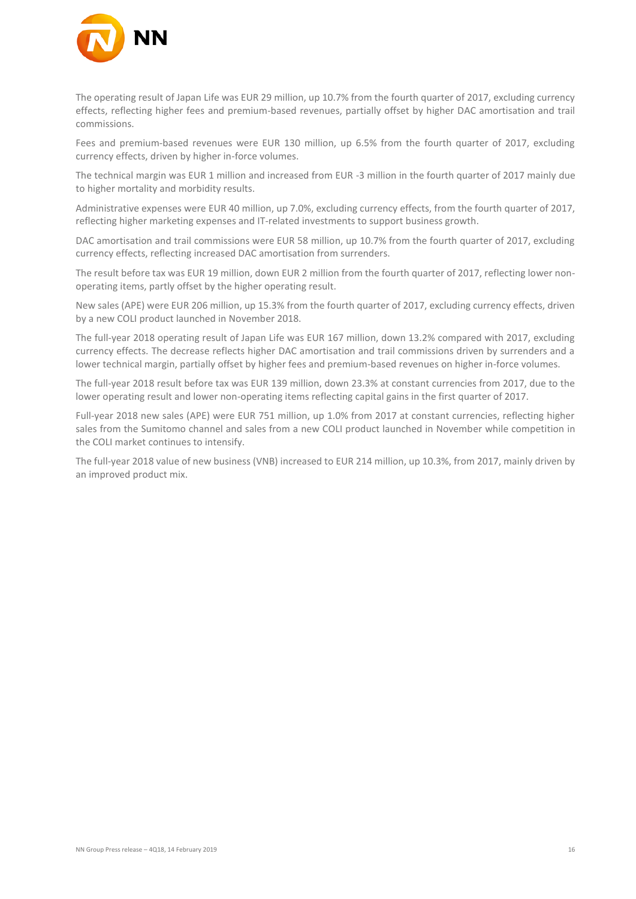The operating result of Japan Life was EUR 29 million, up 10.7% from the fourth quarter of 2017, excluding currency effects, reflecting higher fees and premium-based revenues, partially offset by higher DAC amortisation and trail commissions.

Fees and premium-based revenues were EUR 130 million, up 6.5% from the fourth quarter of 2017, excluding currency effects, driven by higher in-force volumes.

The technical margin was EUR 1 million and increased from EUR -3 million in the fourth quarter of 2017 mainly due to higher mortality and morbidity results.

Administrative expenses were EUR 40 million, up 7.0%, excluding currency effects, from the fourth quarter of 2017, reflecting higher marketing expenses and IT-related investments to support business growth.

DAC amortisation and trail commissions were EUR 58 million, up 10.7% from the fourth quarter of 2017, excluding currency effects, reflecting increased DAC amortisation from surrenders.

The result before tax was EUR 19 million, down EUR 2 million from the fourth quarter of 2017, reflecting lower non-operating items, partly offset by the higher operating result.

New sales (APE) were EUR 206 million, up 15.3% from the fourth quarter of 2017, excluding currency effects, driven by a new COLI product launched in November 2018.

The full-year 2018 operating result of Japan Life was EUR 167 million, down 13.2% compared with 2017, excluding currency effects. The decrease reflects higher DAC amortisation and trail commissions driven by surrenders and a lower technical margin, partially offset by higher fees and premium-based revenues on higher in-force volumes.

The full-year 2018 result before tax was EUR 139 million, down 23.3% at constant currencies from 2017, due to the lower operating result and lower non-operating items reflecting capital gains in the first quarter of 2017.

Full-year 2018 new sales (APE) were EUR 751 million, up 1.0% from 2017 at constant currencies, reflecting higher sales from the Sumitomo channel and sales from a new COLI product launched in November while competition in the COLI market continues to intensify.

The full-year 2018 value of new business (VNB) increased to EUR 214 million, up 10.3%, from 2017, mainly driven by an improved product mix.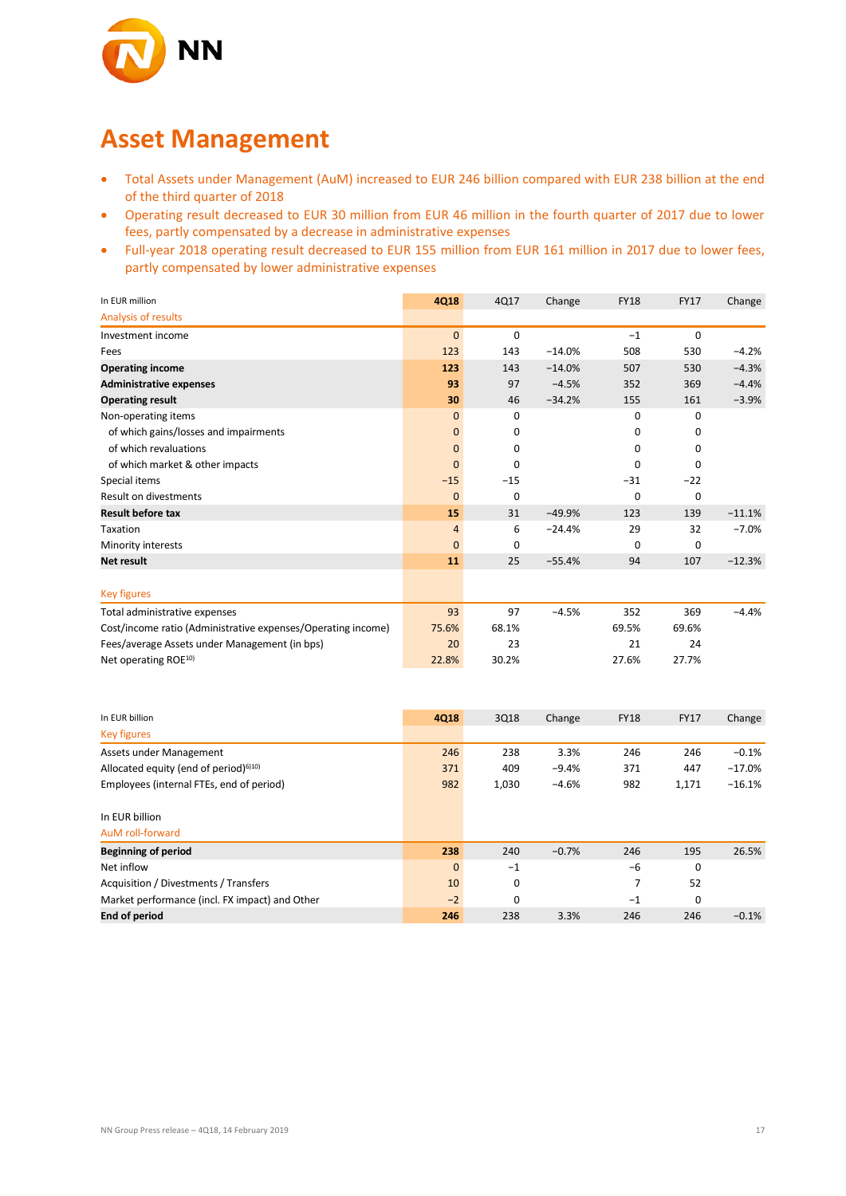# Asset Management

- Total Assets under Management (AuM) increased to EUR 246 billion compared with EUR 238 billion at the end of the third quarter of 2018
- Operating result decreased to EUR 30 million from EUR 46 million in the fourth quarter of 2017 due to lower fees, partly compensated by a decrease in administrative expenses
- Full-year 2018 operating result decreased to EUR 155 million from EUR 161 million in 2017 due to lower fees, partly compensated by lower administrative expenses

| In EUR million | 4Q18 | 4Q17 | Change | FY18 | FY17 | Change |
|---|---|---|---|---|---|---|
| Analysis of results | | | | | | |
| Investment income | 0 | 0 | | −1 | 0 | |
| Fees | 123 | 143 | −14.0% | 508 | 530 | −4.2% |
| **Operating income** | **123** | 143 | −14.0% | 507 | 530 | −4.3% |
| **Administrative expenses** | **93** | 97 | −4.5% | 352 | 369 | −4.4% |
| **Operating result** | **30** | 46 | −34.2% | 155 | 161 | −3.9% |
| Non-operating items | 0 | 0 | | 0 | 0 | |
| of which gains/losses and impairments | 0 | 0 | | 0 | 0 | |
| of which revaluations | 0 | 0 | | 0 | 0 | |
| of which market & other impacts | 0 | 0 | | 0 | 0 | |
| Special items | −15 | −15 | | −31 | −22 | |
| Result on divestments | 0 | 0 | | 0 | 0 | |
| **Result before tax** | **15** | 31 | −49.9% | 123 | 139 | −11.1% |
| Taxation | 4 | 6 | −24.4% | 29 | 32 | −7.0% |
| Minority interests | 0 | 0 | | 0 | 0 | |
| **Net result** | **11** | 25 | −55.4% | 94 | 107 | −12.3% |
| Key figures | | | | | | |
| Total administrative expenses | 93 | 97 | −4.5% | 352 | 369 | −4.4% |
| Cost/income ratio (Administrative expenses/Operating income) | 75.6% | 68.1% | | 69.5% | 69.6% | |
| Fees/average Assets under Management (in bps) | 20 | 23 | | 21 | 24 | |
| Net operating ROE[10] | 22.8% | 30.2% | | 27.6% | 27.7% | |

| In EUR billion | 4Q18 | 3Q18 | Change | FY18 | FY17 | Change |
|---|---|---|---|---|---|---|
| Key figures | | | | | | |
| Assets under Management | 246 | 238 | 3.3% | 246 | 246 | −0.1% |
| Allocated equity (end of period)[6][10] | 371 | 409 | −9.4% | 371 | 447 | −17.0% |
| Employees (internal FTEs, end of period) | 982 | 1,030 | −4.6% | 982 | 1,171 | −16.1% |
| In EUR billion | | | | | | |
| AuM roll-forward | | | | | | |
| **Beginning of period** | **238** | 240 | −0.7% | 246 | 195 | 26.5% |
| Net inflow | 0 | −1 | | −6 | 0 | |
| Acquisition / Divestments / Transfers | 10 | 0 | | 7 | 52 | |
| Market performance (incl. FX impact) and Other | −2 | 0 | | −1 | 0 | |
| **End of period** | **246** | 238 | 3.3% | 246 | 246 | −0.1% |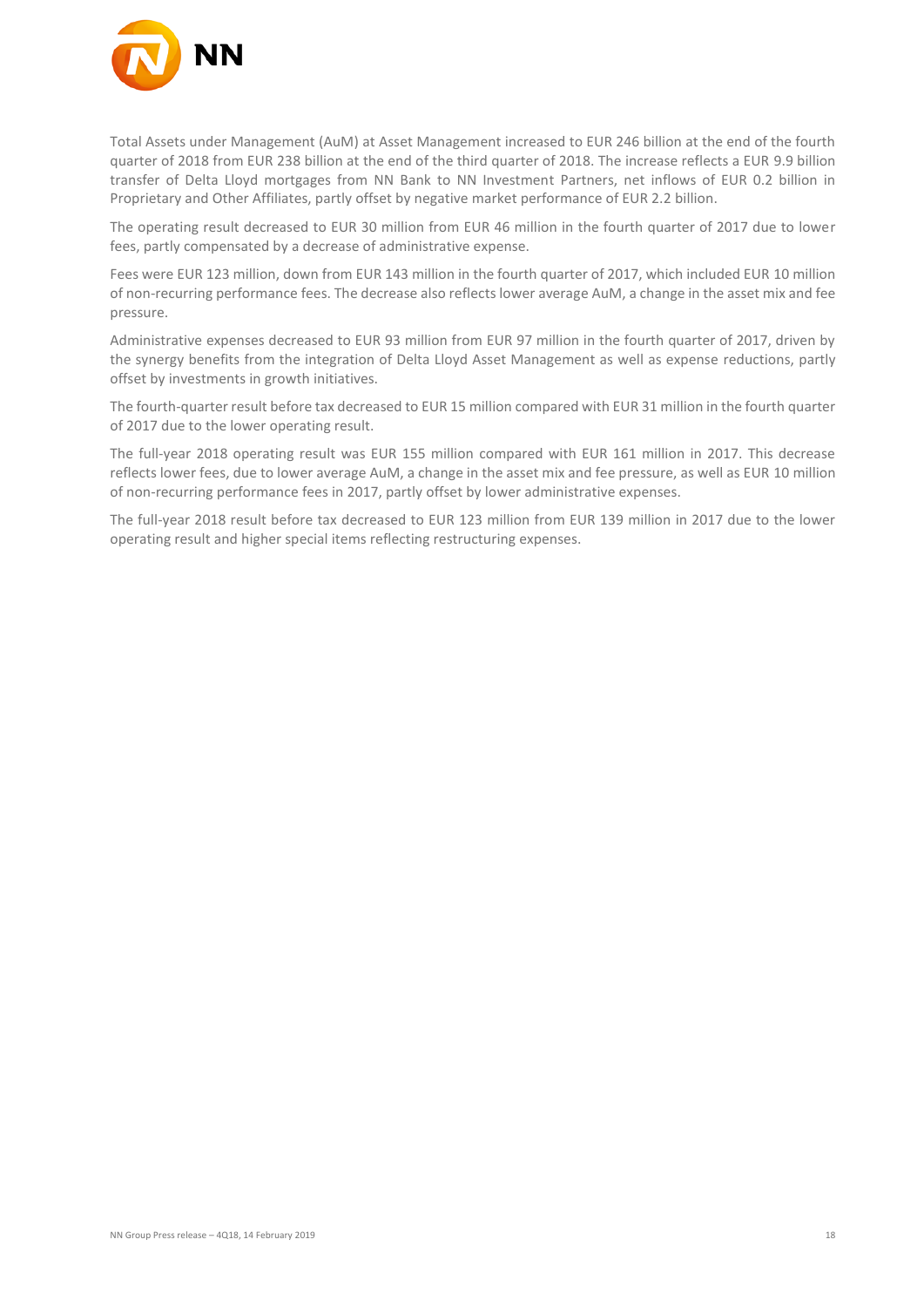Total Assets under Management (AuM) at Asset Management increased to EUR 246 billion at the end of the fourth quarter of 2018 from EUR 238 billion at the end of the third quarter of 2018. The increase reflects a EUR 9.9 billion transfer of Delta Lloyd mortgages from NN Bank to NN Investment Partners, net inflows of EUR 0.2 billion in Proprietary and Other Affiliates, partly offset by negative market performance of EUR 2.2 billion.

The operating result decreased to EUR 30 million from EUR 46 million in the fourth quarter of 2017 due to lower fees, partly compensated by a decrease of administrative expense.

Fees were EUR 123 million, down from EUR 143 million in the fourth quarter of 2017, which included EUR 10 million of non-recurring performance fees. The decrease also reflects lower average AuM, a change in the asset mix and fee pressure.

Administrative expenses decreased to EUR 93 million from EUR 97 million in the fourth quarter of 2017, driven by the synergy benefits from the integration of Delta Lloyd Asset Management as well as expense reductions, partly offset by investments in growth initiatives.

The fourth-quarter result before tax decreased to EUR 15 million compared with EUR 31 million in the fourth quarter of 2017 due to the lower operating result.

The full-year 2018 operating result was EUR 155 million compared with EUR 161 million in 2017. This decrease reflects lower fees, due to lower average AuM, a change in the asset mix and fee pressure, as well as EUR 10 million of non-recurring performance fees in 2017, partly offset by lower administrative expenses.

The full-year 2018 result before tax decreased to EUR 123 million from EUR 139 million in 2017 due to the lower operating result and higher special items reflecting restructuring expenses.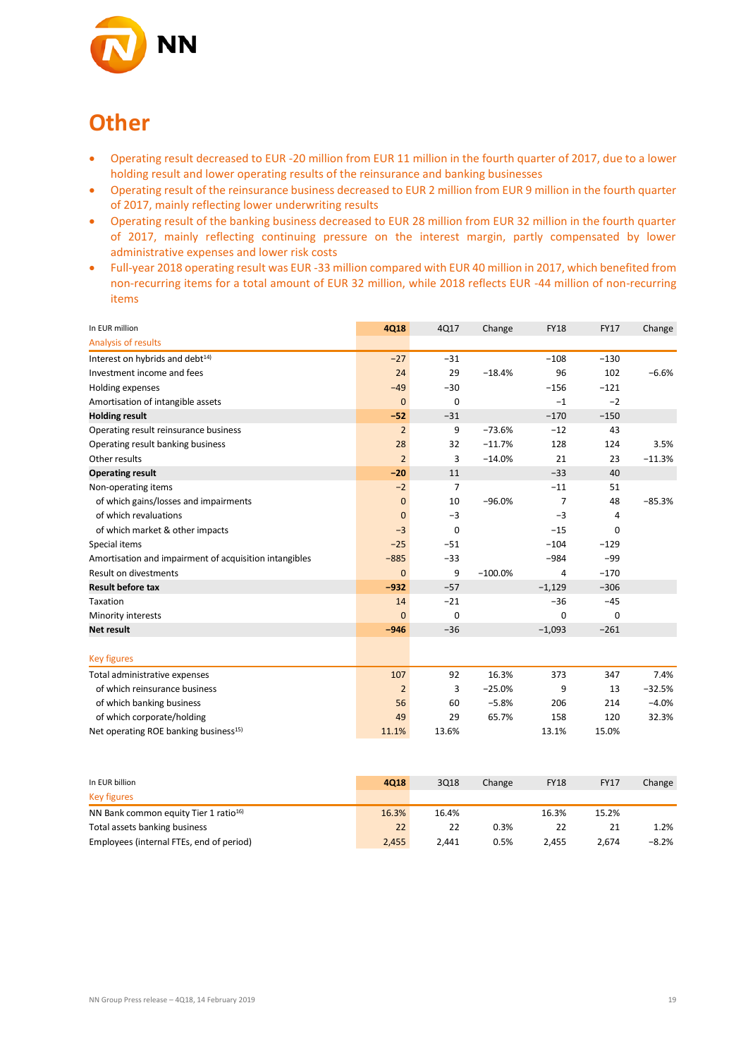# Other

- Operating result decreased to EUR -20 million from EUR 11 million in the fourth quarter of 2017, due to a lower holding result and lower operating results of the reinsurance and banking businesses
- Operating result of the reinsurance business decreased to EUR 2 million from EUR 9 million in the fourth quarter of 2017, mainly reflecting lower underwriting results
- Operating result of the banking business decreased to EUR 28 million from EUR 32 million in the fourth quarter of 2017, mainly reflecting continuing pressure on the interest margin, partly compensated by lower administrative expenses and lower risk costs
- Full-year 2018 operating result was EUR -33 million compared with EUR 40 million in 2017, which benefited from non-recurring items for a total amount of EUR 32 million, while 2018 reflects EUR -44 million of non-recurring items

| In EUR million | 4Q18 | 4Q17 | Change | FY18 | FY17 | Change |
|---|---|---|---|---|---|---|
| Analysis of results | | | | | | |
| Interest on hybrids and debt[14] | −27 | −31 | | −108 | −130 | |
| Investment income and fees | 24 | 29 | −18.4% | 96 | 102 | −6.6% |
| Holding expenses | −49 | −30 | | −156 | −121 | |
| Amortisation of intangible assets | 0 | 0 | | −1 | −2 | |
| **Holding result** | **−52** | −31 | | −170 | −150 | |
| Operating result reinsurance business | 2 | 9 | −73.6% | −12 | 43 | |
| Operating result banking business | 28 | 32 | −11.7% | 128 | 124 | 3.5% |
| Other results | 2 | 3 | −14.0% | 21 | 23 | −11.3% |
| **Operating result** | **−20** | 11 | | −33 | 40 | |
| Non-operating items | −2 | 7 | | −11 | 51 | |
| of which gains/losses and impairments | 0 | 10 | −96.0% | 7 | 48 | −85.3% |
| of which revaluations | 0 | −3 | | −3 | 4 | |
| of which market & other impacts | −3 | 0 | | −15 | 0 | |
| Special items | −25 | −51 | | −104 | −129 | |
| Amortisation and impairment of acquisition intangibles | −885 | −33 | | −984 | −99 | |
| Result on divestments | 0 | 9 | −100.0% | 4 | −170 | |
| **Result before tax** | **−932** | −57 | | −1,129 | −306 | |
| Taxation | 14 | −21 | | −36 | −45 | |
| Minority interests | 0 | 0 | | 0 | 0 | |
| **Net result** | **−946** | −36 | | −1,093 | −261 | |
| | | | | | | |
| Key figures | | | | | | |
| Total administrative expenses | 107 | 92 | 16.3% | 373 | 347 | 7.4% |
| of which reinsurance business | 2 | 3 | −25.0% | 9 | 13 | −32.5% |
| of which banking business | 56 | 60 | −5.8% | 206 | 214 | −4.0% |
| of which corporate/holding | 49 | 29 | 65.7% | 158 | 120 | 32.3% |
| Net operating ROE banking business[15] | 11.1% | 13.6% | | 13.1% | 15.0% | |

| In EUR billion | 4Q18 | 3Q18 | Change | FY18 | FY17 | Change |
|---|---|---|---|---|---|---|
| Key figures | | | | | | |
| NN Bank common equity Tier 1 ratio[16] | 16.3% | 16.4% | | 16.3% | 15.2% | |
| Total assets banking business | 22 | 22 | 0.3% | 22 | 21 | 1.2% |
| Employees (internal FTEs, end of period) | 2,455 | 2,441 | 0.5% | 2,455 | 2,674 | −8.2% |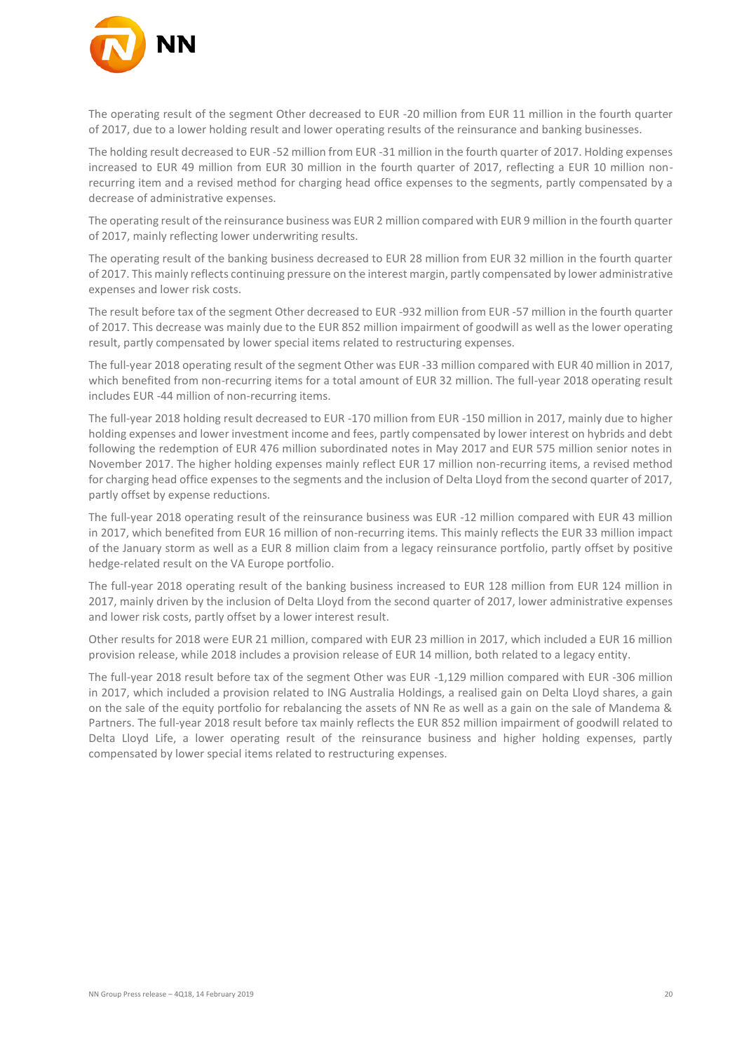The operating result of the segment Other decreased to EUR -20 million from EUR 11 million in the fourth quarter of 2017, due to a lower holding result and lower operating results of the reinsurance and banking businesses.

The holding result decreased to EUR -52 million from EUR -31 million in the fourth quarter of 2017. Holding expenses increased to EUR 49 million from EUR 30 million in the fourth quarter of 2017, reflecting a EUR 10 million non-recurring item and a revised method for charging head office expenses to the segments, partly compensated by a decrease of administrative expenses.

The operating result of the reinsurance business was EUR 2 million compared with EUR 9 million in the fourth quarter of 2017, mainly reflecting lower underwriting results.

The operating result of the banking business decreased to EUR 28 million from EUR 32 million in the fourth quarter of 2017. This mainly reflects continuing pressure on the interest margin, partly compensated by lower administrative expenses and lower risk costs.

The result before tax of the segment Other decreased to EUR -932 million from EUR -57 million in the fourth quarter of 2017. This decrease was mainly due to the EUR 852 million impairment of goodwill as well as the lower operating result, partly compensated by lower special items related to restructuring expenses.

The full-year 2018 operating result of the segment Other was EUR -33 million compared with EUR 40 million in 2017, which benefited from non-recurring items for a total amount of EUR 32 million. The full-year 2018 operating result includes EUR -44 million of non-recurring items.

The full-year 2018 holding result decreased to EUR -170 million from EUR -150 million in 2017, mainly due to higher holding expenses and lower investment income and fees, partly compensated by lower interest on hybrids and debt following the redemption of EUR 476 million subordinated notes in May 2017 and EUR 575 million senior notes in November 2017. The higher holding expenses mainly reflect EUR 17 million non-recurring items, a revised method for charging head office expenses to the segments and the inclusion of Delta Lloyd from the second quarter of 2017, partly offset by expense reductions.

The full-year 2018 operating result of the reinsurance business was EUR -12 million compared with EUR 43 million in 2017, which benefited from EUR 16 million of non-recurring items. This mainly reflects the EUR 33 million impact of the January storm as well as a EUR 8 million claim from a legacy reinsurance portfolio, partly offset by positive hedge-related result on the VA Europe portfolio.

The full-year 2018 operating result of the banking business increased to EUR 128 million from EUR 124 million in 2017, mainly driven by the inclusion of Delta Lloyd from the second quarter of 2017, lower administrative expenses and lower risk costs, partly offset by a lower interest result.

Other results for 2018 were EUR 21 million, compared with EUR 23 million in 2017, which included a EUR 16 million provision release, while 2018 includes a provision release of EUR 14 million, both related to a legacy entity.

The full-year 2018 result before tax of the segment Other was EUR -1,129 million compared with EUR -306 million in 2017, which included a provision related to ING Australia Holdings, a realised gain on Delta Lloyd shares, a gain on the sale of the equity portfolio for rebalancing the assets of NN Re as well as a gain on the sale of Mandema & Partners. The full-year 2018 result before tax mainly reflects the EUR 852 million impairment of goodwill related to Delta Lloyd Life, a lower operating result of the reinsurance business and higher holding expenses, partly compensated by lower special items related to restructuring expenses.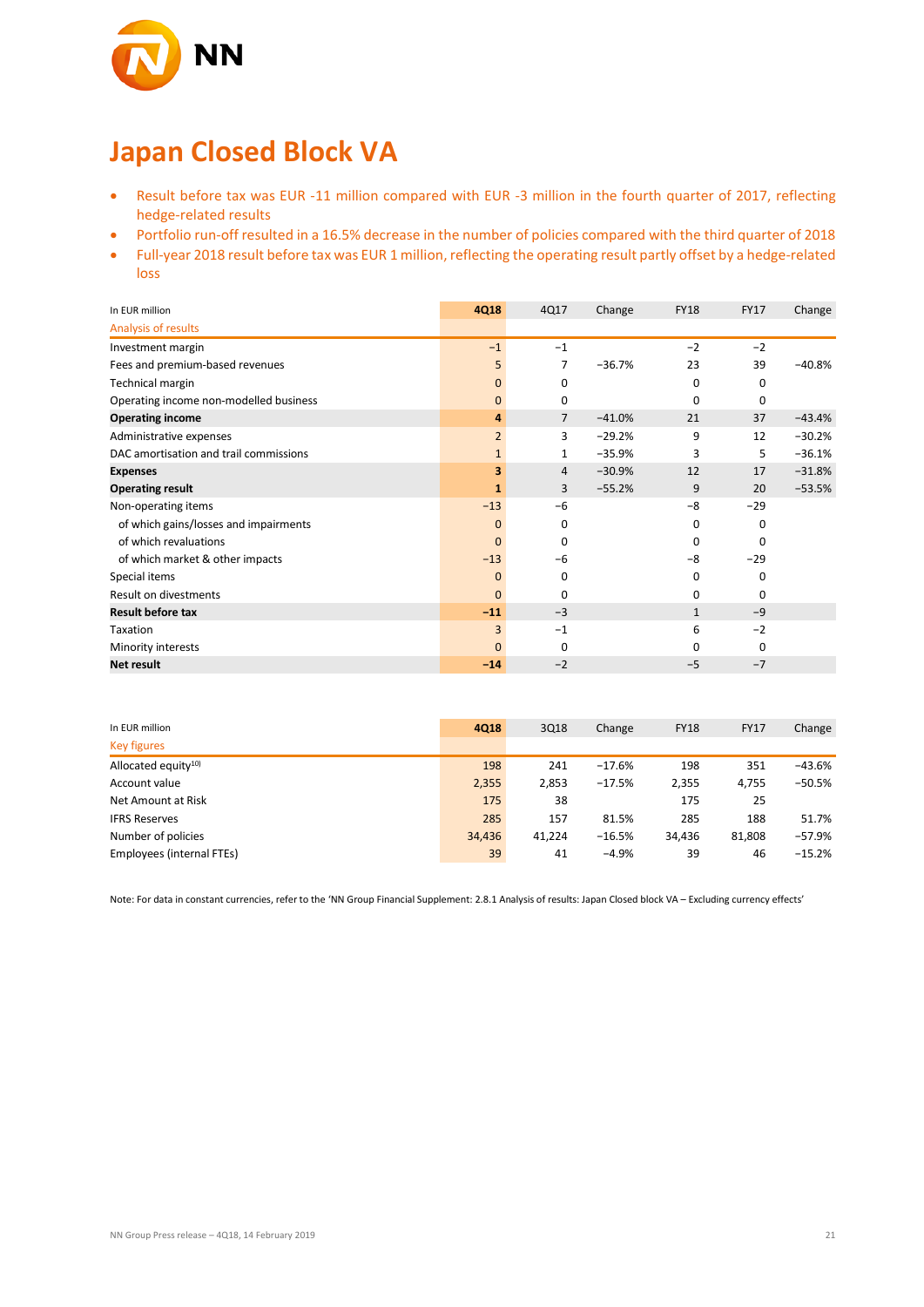# Japan Closed Block VA

- Result before tax was EUR -11 million compared with EUR -3 million in the fourth quarter of 2017, reflecting hedge-related results
- Portfolio run-off resulted in a 16.5% decrease in the number of policies compared with the third quarter of 2018
- Full-year 2018 result before tax was EUR 1 million, reflecting the operating result partly offset by a hedge-related loss

| In EUR million | 4Q18 | 4Q17 | Change | FY18 | FY17 | Change |
|---|---|---|---|---|---|---|
| Analysis of results | | | | | | |
| Investment margin | −1 | −1 | | −2 | −2 | |
| Fees and premium-based revenues | 5 | 7 | −36.7% | 23 | 39 | −40.8% |
| Technical margin | 0 | 0 | | 0 | 0 | |
| Operating income non-modelled business | 0 | 0 | | 0 | 0 | |
| **Operating income** | **4** | 7 | −41.0% | 21 | 37 | −43.4% |
| Administrative expenses | 2 | 3 | −29.2% | 9 | 12 | −30.2% |
| DAC amortisation and trail commissions | 1 | 1 | −35.9% | 3 | 5 | −36.1% |
| **Expenses** | **3** | 4 | −30.9% | 12 | 17 | −31.8% |
| **Operating result** | **1** | 3 | −55.2% | 9 | 20 | −53.5% |
| Non-operating items | −13 | −6 | | −8 | −29 | |
| of which gains/losses and impairments | 0 | 0 | | 0 | 0 | |
| of which revaluations | 0 | 0 | | 0 | 0 | |
| of which market & other impacts | −13 | −6 | | −8 | −29 | |
| Special items | 0 | 0 | | 0 | 0 | |
| Result on divestments | 0 | 0 | | 0 | 0 | |
| **Result before tax** | **−11** | −3 | | 1 | −9 | |
| Taxation | 3 | −1 | | 6 | −2 | |
| Minority interests | 0 | 0 | | 0 | 0 | |
| **Net result** | **−14** | −2 | | −5 | −7 | |

| In EUR million | 4Q18 | 3Q18 | Change | FY18 | FY17 | Change |
|---|---|---|---|---|---|---|
| Key figures | | | | | | |
| Allocated equity[10) ] | 198 | 241 | −17.6% | 198 | 351 | −43.6% |
| Account value | 2,355 | 2,853 | −17.5% | 2,355 | 4,755 | −50.5% |
| Net Amount at Risk | 175 | 38 | | 175 | 25 | |
| IFRS Reserves | 285 | 157 | 81.5% | 285 | 188 | 51.7% |
| Number of policies | 34,436 | 41,224 | −16.5% | 34,436 | 81,808 | −57.9% |
| Employees (internal FTEs) | 39 | 41 | −4.9% | 39 | 46 | −15.2% |

Note: For data in constant currencies, refer to the 'NN Group Financial Supplement: 2.8.1 Analysis of results: Japan Closed block VA – Excluding currency effects'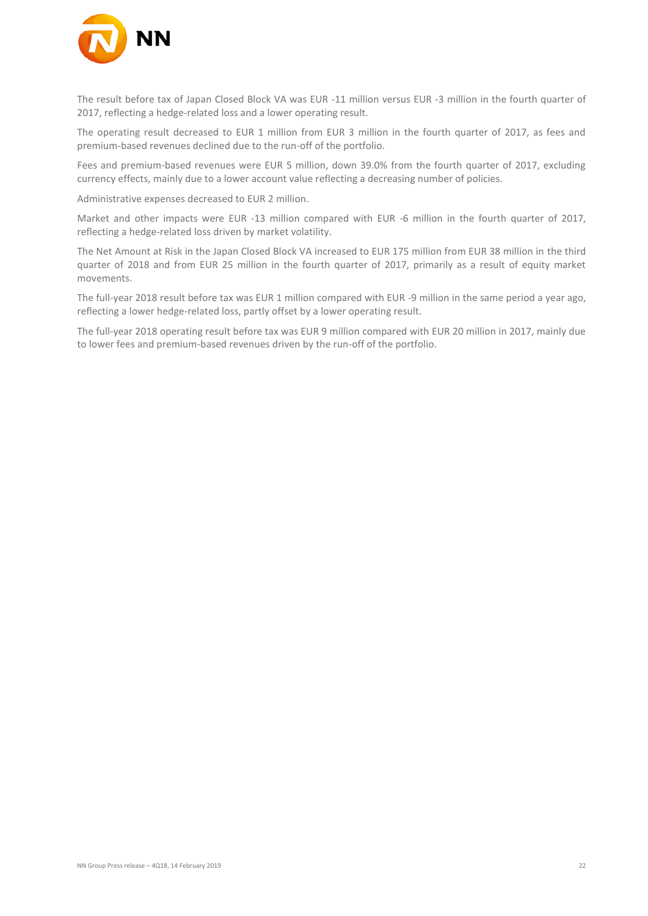The result before tax of Japan Closed Block VA was EUR -11 million versus EUR -3 million in the fourth quarter of 2017, reflecting a hedge-related loss and a lower operating result.

The operating result decreased to EUR 1 million from EUR 3 million in the fourth quarter of 2017, as fees and premium-based revenues declined due to the run-off of the portfolio.

Fees and premium-based revenues were EUR 5 million, down 39.0% from the fourth quarter of 2017, excluding currency effects, mainly due to a lower account value reflecting a decreasing number of policies.

Administrative expenses decreased to EUR 2 million.

Market and other impacts were EUR -13 million compared with EUR -6 million in the fourth quarter of 2017, reflecting a hedge-related loss driven by market volatility.

The Net Amount at Risk in the Japan Closed Block VA increased to EUR 175 million from EUR 38 million in the third quarter of 2018 and from EUR 25 million in the fourth quarter of 2017, primarily as a result of equity market movements.

The full-year 2018 result before tax was EUR 1 million compared with EUR -9 million in the same period a year ago, reflecting a lower hedge-related loss, partly offset by a lower operating result.

The full-year 2018 operating result before tax was EUR 9 million compared with EUR 20 million in 2017, mainly due to lower fees and premium-based revenues driven by the run-off of the portfolio.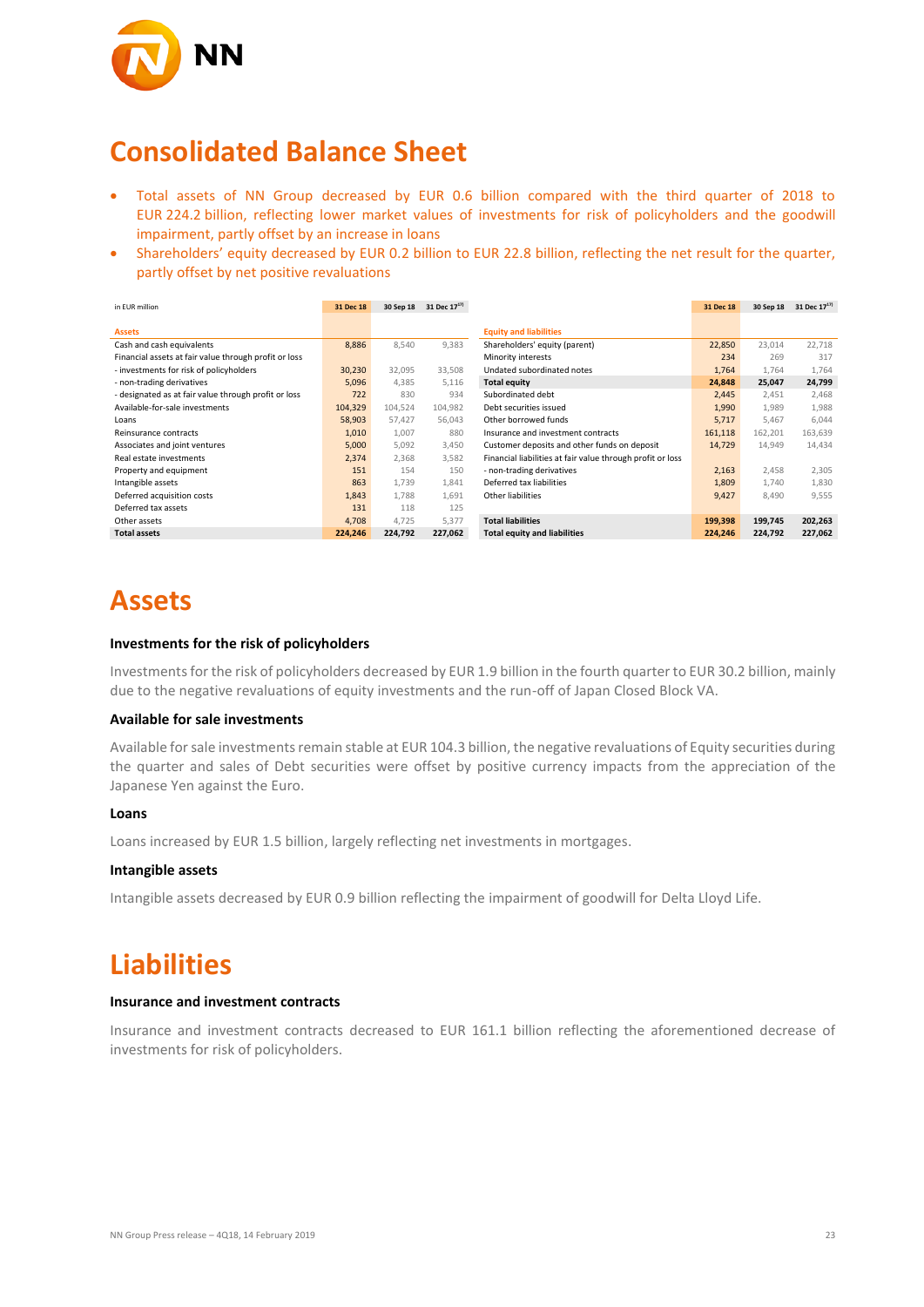# Consolidated Balance Sheet

- Total assets of NN Group decreased by EUR 0.6 billion compared with the third quarter of 2018 to EUR 224.2 billion, reflecting lower market values of investments for risk of policyholders and the goodwill impairment, partly offset by an increase in loans
- Shareholders' equity decreased by EUR 0.2 billion to EUR 22.8 billion, reflecting the net result for the quarter, partly offset by net positive revaluations

| in EUR million | 31 Dec 18 | 30 Sep 18 | 31 Dec 17[1] |
|---|---|---|---|
| **Assets** | | | |
| Cash and cash equivalents | 8,886 | 8,540 | 9,383 |
| Financial assets at fair value through profit or loss | | | |
| - investments for risk of policyholders | 30,230 | 32,095 | 33,508 |
| - non-trading derivatives | 5,096 | 4,385 | 5,116 |
| - designated as at fair value through profit or loss | 722 | 830 | 934 |
| Available-for-sale investments | 104,329 | 104,524 | 104,982 |
| Loans | 58,903 | 57,427 | 56,043 |
| Reinsurance contracts | 1,010 | 1,007 | 880 |
| Associates and joint ventures | 5,000 | 5,092 | 3,450 |
| Real estate investments | 2,374 | 2,368 | 3,582 |
| Property and equipment | 151 | 154 | 150 |
| Intangible assets | 863 | 1,739 | 1,841 |
| Deferred acquisition costs | 1,843 | 1,788 | 1,691 |
| Deferred tax assets | 131 | 118 | 125 |
| Other assets | 4,708 | 4,725 | 5,377 |
| **Total assets** | **224,246** | **224,792** | **227,062** |

| | 31 Dec 18 | 30 Sep 18 | 31 Dec 17[1] |
|---|---|---|---|
| **Equity and liabilities** | | | |
| Shareholders' equity (parent) | 22,850 | 23,014 | 22,718 |
| Minority interests | 234 | 269 | 317 |
| Undated subordinated notes | 1,764 | 1,764 | 1,764 |
| **Total equity** | **24,848** | **25,047** | **24,799** |
| Subordinated debt | 2,445 | 2,451 | 2,468 |
| Debt securities issued | 1,990 | 1,989 | 1,988 |
| Other borrowed funds | 5,717 | 5,467 | 6,044 |
| Insurance and investment contracts | 161,118 | 162,201 | 163,639 |
| Customer deposits and other funds on deposit | 14,729 | 14,949 | 14,434 |
| Financial liabilities at fair value through profit or loss | | | |
| - non-trading derivatives | 2,163 | 2,458 | 2,305 |
| Deferred tax liabilities | 1,809 | 1,740 | 1,830 |
| Other liabilities | 9,427 | 8,490 | 9,555 |
| **Total liabilities** | **199,398** | **199,745** | **202,263** |
| **Total equity and liabilities** | **224,246** | **224,792** | **227,062** |

# Assets

### Investments for the risk of policyholders

Investments for the risk of policyholders decreased by EUR 1.9 billion in the fourth quarter to EUR 30.2 billion, mainly due to the negative revaluations of equity investments and the run-off of Japan Closed Block VA.

### Available for sale investments

Available for sale investments remain stable at EUR 104.3 billion, the negative revaluations of Equity securities during the quarter and sales of Debt securities were offset by positive currency impacts from the appreciation of the Japanese Yen against the Euro.

### Loans

Loans increased by EUR 1.5 billion, largely reflecting net investments in mortgages.

### Intangible assets

Intangible assets decreased by EUR 0.9 billion reflecting the impairment of goodwill for Delta Lloyd Life.

# Liabilities

### Insurance and investment contracts

Insurance and investment contracts decreased to EUR 161.1 billion reflecting the aforementioned decrease of investments for risk of policyholders.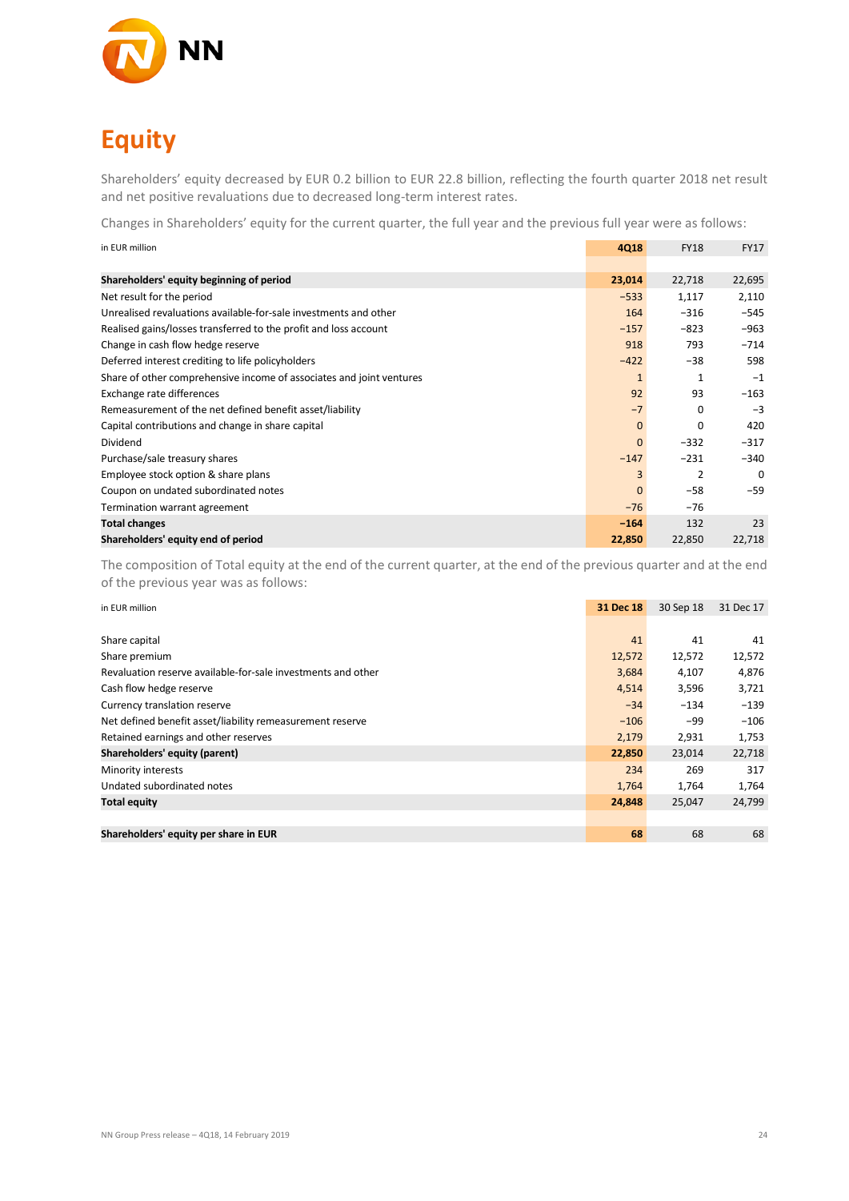# Equity

Shareholders' equity decreased by EUR 0.2 billion to EUR 22.8 billion, reflecting the fourth quarter 2018 net result and net positive revaluations due to decreased long-term interest rates.

Changes in Shareholders' equity for the current quarter, the full year and the previous full year were as follows:

| in EUR million | 4Q18 | FY18 | FY17 |
|---|---|---|---|
| **Shareholders' equity beginning of period** | **23,014** | 22,718 | 22,695 |
| Net result for the period | −533 | 1,117 | 2,110 |
| Unrealised revaluations available-for-sale investments and other | 164 | −316 | −545 |
| Realised gains/losses transferred to the profit and loss account | −157 | −823 | −963 |
| Change in cash flow hedge reserve | 918 | 793 | −714 |
| Deferred interest crediting to life policyholders | −422 | −38 | 598 |
| Share of other comprehensive income of associates and joint ventures | 1 | 1 | −1 |
| Exchange rate differences | 92 | 93 | −163 |
| Remeasurement of the net defined benefit asset/liability | −7 | 0 | −3 |
| Capital contributions and change in share capital | 0 | 0 | 420 |
| Dividend | 0 | −332 | −317 |
| Purchase/sale treasury shares | −147 | −231 | −340 |
| Employee stock option & share plans | 3 | 2 | 0 |
| Coupon on undated subordinated notes | 0 | −58 | −59 |
| Termination warrant agreement | −76 | −76 | |
| **Total changes** | **−164** | 132 | 23 |
| **Shareholders' equity end of period** | **22,850** | 22,850 | 22,718 |

The composition of Total equity at the end of the current quarter, at the end of the previous quarter and at the end of the previous year was as follows:

| in EUR million | 31 Dec 18 | 30 Sep 18 | 31 Dec 17 |
|---|---|---|---|
| Share capital | 41 | 41 | 41 |
| Share premium | 12,572 | 12,572 | 12,572 |
| Revaluation reserve available-for-sale investments and other | 3,684 | 4,107 | 4,876 |
| Cash flow hedge reserve | 4,514 | 3,596 | 3,721 |
| Currency translation reserve | −34 | −134 | −139 |
| Net defined benefit asset/liability remeasurement reserve | −106 | −99 | −106 |
| Retained earnings and other reserves | 2,179 | 2,931 | 1,753 |
| **Shareholders' equity (parent)** | **22,850** | 23,014 | 22,718 |
| Minority interests | 234 | 269 | 317 |
| Undated subordinated notes | 1,764 | 1,764 | 1,764 |
| **Total equity** | **24,848** | 25,047 | 24,799 |
| | | | |
| **Shareholders' equity per share in EUR** | **68** | 68 | 68 |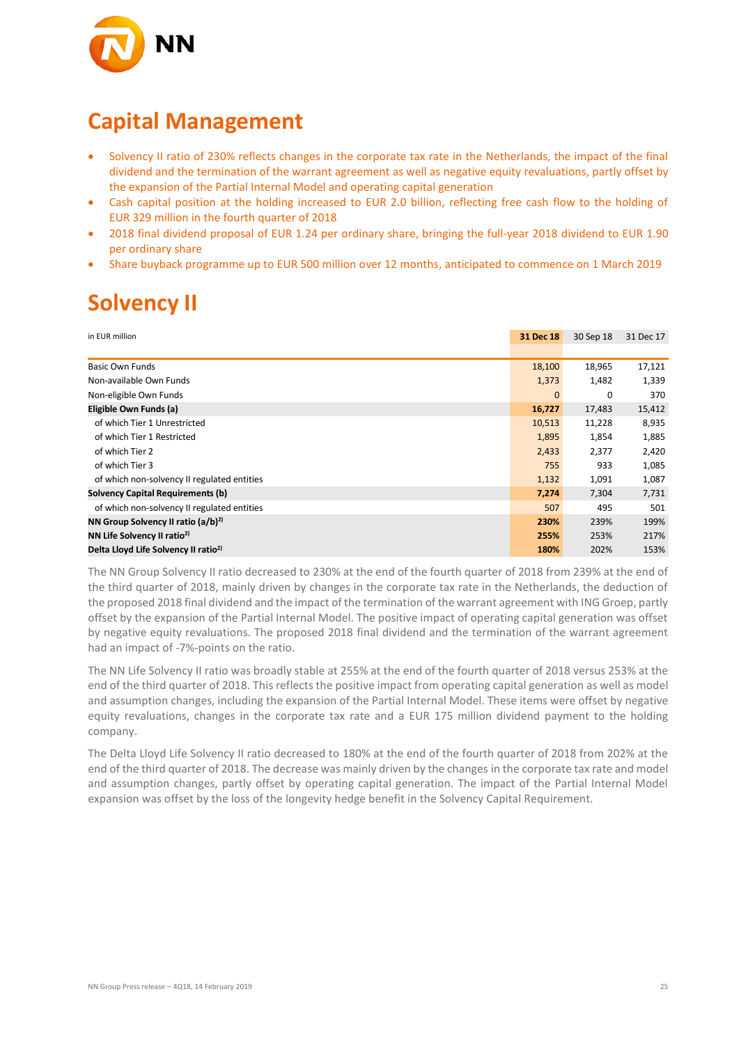# Capital Management

- Solvency II ratio of 230% reflects changes in the corporate tax rate in the Netherlands, the impact of the final dividend and the termination of the warrant agreement as well as negative equity revaluations, partly offset by the expansion of the Partial Internal Model and operating capital generation
- Cash capital position at the holding increased to EUR 2.0 billion, reflecting free cash flow to the holding of EUR 329 million in the fourth quarter of 2018
- 2018 final dividend proposal of EUR 1.24 per ordinary share, bringing the full-year 2018 dividend to EUR 1.90 per ordinary share
- Share buyback programme up to EUR 500 million over 12 months, anticipated to commence on 1 March 2019

# Solvency II

| in EUR million | 31 Dec 18 | 30 Sep 18 | 31 Dec 17 |
|---|---|---|---|
| Basic Own Funds | 18,100 | 18,965 | 17,121 |
| Non-available Own Funds | 1,373 | 1,482 | 1,339 |
| Non-eligible Own Funds | 0 | 0 | 370 |
| **Eligible Own Funds (a)** | **16,727** | 17,483 | 15,412 |
| of which Tier 1 Unrestricted | 10,513 | 11,228 | 8,935 |
| of which Tier 1 Restricted | 1,895 | 1,854 | 1,885 |
| of which Tier 2 | 2,433 | 2,377 | 2,420 |
| of which Tier 3 | 755 | 933 | 1,085 |
| of which non-solvency II regulated entities | 1,132 | 1,091 | 1,087 |
| **Solvency Capital Requirements (b)** | **7,274** | 7,304 | 7,731 |
| of which non-solvency II regulated entities | 507 | 495 | 501 |
| **NN Group Solvency II ratio (a/b)[2)]** | **230%** | 239% | 199% |
| **NN Life Solvency II ratio[2)]** | **255%** | 253% | 217% |
| **Delta Lloyd Life Solvency II ratio[2)]** | **180%** | 202% | 153% |

The NN Group Solvency II ratio decreased to 230% at the end of the fourth quarter of 2018 from 239% at the end of the third quarter of 2018, mainly driven by changes in the corporate tax rate in the Netherlands, the deduction of the proposed 2018 final dividend and the impact of the termination of the warrant agreement with ING Groep, partly offset by the expansion of the Partial Internal Model. The positive impact of operating capital generation was offset by negative equity revaluations. The proposed 2018 final dividend and the termination of the warrant agreement had an impact of -7%-points on the ratio.

The NN Life Solvency II ratio was broadly stable at 255% at the end of the fourth quarter of 2018 versus 253% at the end of the third quarter of 2018. This reflects the positive impact from operating capital generation as well as model and assumption changes, including the expansion of the Partial Internal Model. These items were offset by negative equity revaluations, changes in the corporate tax rate and a EUR 175 million dividend payment to the holding company.

The Delta Lloyd Life Solvency II ratio decreased to 180% at the end of the fourth quarter of 2018 from 202% at the end of the third quarter of 2018. The decrease was mainly driven by the changes in the corporate tax rate and model and assumption changes, partly offset by operating capital generation. The impact of the Partial Internal Model expansion was offset by the loss of the longevity hedge benefit in the Solvency Capital Requirement.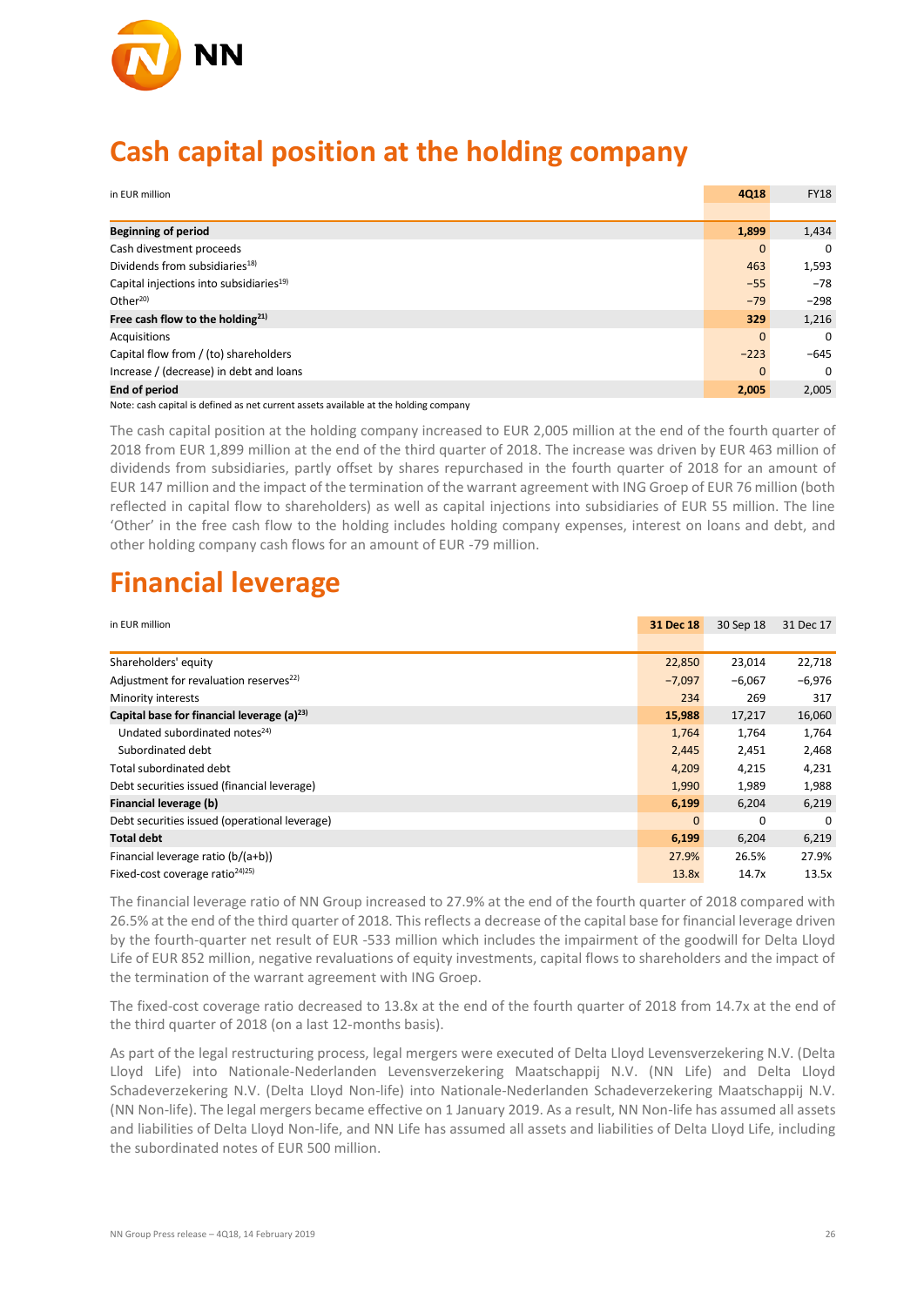# Cash capital position at the holding company

| in EUR million | 4Q18 | FY18 |
|---|---|---|
| **Beginning of period** | **1,899** | 1,434 |
| Cash divestment proceeds | 0 | 0 |
| Dividends from subsidiaries[18)] | 463 | 1,593 |
| Capital injections into subsidiaries[19)] | −55 | −78 |
| Other[20)] | −79 | −298 |
| **Free cash flow to the holding[21)]** | **329** | 1,216 |
| Acquisitions | 0 | 0 |
| Capital flow from / (to) shareholders | −223 | −645 |
| Increase / (decrease) in debt and loans | 0 | 0 |
| **End of period** | **2,005** | 2,005 |

Note: cash capital is defined as net current assets available at the holding company

The cash capital position at the holding company increased to EUR 2,005 million at the end of the fourth quarter of 2018 from EUR 1,899 million at the end of the third quarter of 2018. The increase was driven by EUR 463 million of dividends from subsidiaries, partly offset by shares repurchased in the fourth quarter of 2018 for an amount of EUR 147 million and the impact of the termination of the warrant agreement with ING Groep of EUR 76 million (both reflected in capital flow to shareholders) as well as capital injections into subsidiaries of EUR 55 million. The line 'Other' in the free cash flow to the holding includes holding company expenses, interest on loans and debt, and other holding company cash flows for an amount of EUR -79 million.

# Financial leverage

| in EUR million | 31 Dec 18 | 30 Sep 18 | 31 Dec 17 |
|---|---|---|---|
| Shareholders' equity | 22,850 | 23,014 | 22,718 |
| Adjustment for revaluation reserves[22)] | −7,097 | −6,067 | −6,976 |
| Minority interests | 234 | 269 | 317 |
| **Capital base for financial leverage (a)[23)]** | **15,988** | 17,217 | 16,060 |
| Undated subordinated notes[24)] | 1,764 | 1,764 | 1,764 |
| Subordinated debt | 2,445 | 2,451 | 2,468 |
| Total subordinated debt | 4,209 | 4,215 | 4,231 |
| Debt securities issued (financial leverage) | 1,990 | 1,989 | 1,988 |
| **Financial leverage (b)** | **6,199** | 6,204 | 6,219 |
| Debt securities issued (operational leverage) | 0 | 0 | 0 |
| **Total debt** | **6,199** | 6,204 | 6,219 |
| Financial leverage ratio (b/(a+b)) | 27.9% | 26.5% | 27.9% |
| Fixed-cost coverage ratio[24)25)] | 13.8x | 14.7x | 13.5x |

The financial leverage ratio of NN Group increased to 27.9% at the end of the fourth quarter of 2018 compared with 26.5% at the end of the third quarter of 2018. This reflects a decrease of the capital base for financial leverage driven by the fourth-quarter net result of EUR -533 million which includes the impairment of the goodwill for Delta Lloyd Life of EUR 852 million, negative revaluations of equity investments, capital flows to shareholders and the impact of the termination of the warrant agreement with ING Groep.

The fixed-cost coverage ratio decreased to 13.8x at the end of the fourth quarter of 2018 from 14.7x at the end of the third quarter of 2018 (on a last 12-months basis).

As part of the legal restructuring process, legal mergers were executed of Delta Lloyd Levensverzekering N.V. (Delta Lloyd Life) into Nationale-Nederlanden Levensverzekering Maatschappij N.V. (NN Life) and Delta Lloyd Schadeverzekering N.V. (Delta Lloyd Non-life) into Nationale-Nederlanden Schadeverzekering Maatschappij N.V. (NN Non-life). The legal mergers became effective on 1 January 2019. As a result, NN Non-life has assumed all assets and liabilities of Delta Lloyd Non-life, and NN Life has assumed all assets and liabilities of Delta Lloyd Life, including the subordinated notes of EUR 500 million.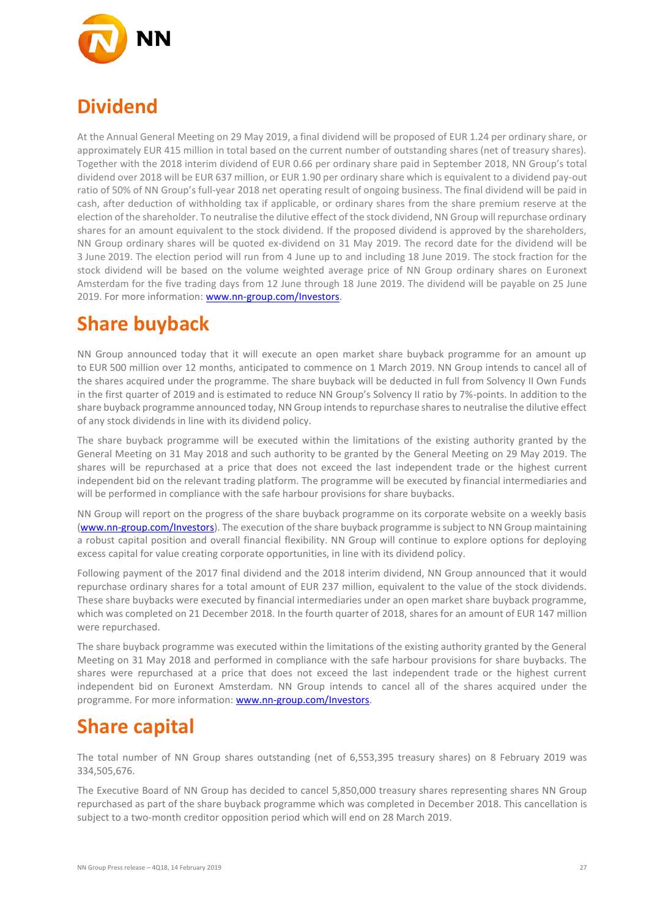# Dividend

At the Annual General Meeting on 29 May 2019, a final dividend will be proposed of EUR 1.24 per ordinary share, or approximately EUR 415 million in total based on the current number of outstanding shares (net of treasury shares). Together with the 2018 interim dividend of EUR 0.66 per ordinary share paid in September 2018, NN Group's total dividend over 2018 will be EUR 637 million, or EUR 1.90 per ordinary share which is equivalent to a dividend pay-out ratio of 50% of NN Group's full-year 2018 net operating result of ongoing business. The final dividend will be paid in cash, after deduction of withholding tax if applicable, or ordinary shares from the share premium reserve at the election of the shareholder. To neutralise the dilutive effect of the stock dividend, NN Group will repurchase ordinary shares for an amount equivalent to the stock dividend. If the proposed dividend is approved by the shareholders, NN Group ordinary shares will be quoted ex-dividend on 31 May 2019. The record date for the dividend will be 3 June 2019. The election period will run from 4 June up to and including 18 June 2019. The stock fraction for the stock dividend will be based on the volume weighted average price of NN Group ordinary shares on Euronext Amsterdam for the five trading days from 12 June through 18 June 2019. The dividend will be payable on 25 June 2019. For more information: www.nn-group.com/Investors.

# Share buyback

NN Group announced today that it will execute an open market share buyback programme for an amount up to EUR 500 million over 12 months, anticipated to commence on 1 March 2019. NN Group intends to cancel all of the shares acquired under the programme. The share buyback will be deducted in full from Solvency II Own Funds in the first quarter of 2019 and is estimated to reduce NN Group's Solvency II ratio by 7%-points. In addition to the share buyback programme announced today, NN Group intends to repurchase shares to neutralise the dilutive effect of any stock dividends in line with its dividend policy.

The share buyback programme will be executed within the limitations of the existing authority granted by the General Meeting on 31 May 2018 and such authority to be granted by the General Meeting on 29 May 2019. The shares will be repurchased at a price that does not exceed the last independent trade or the highest current independent bid on the relevant trading platform. The programme will be executed by financial intermediaries and will be performed in compliance with the safe harbour provisions for share buybacks.

NN Group will report on the progress of the share buyback programme on its corporate website on a weekly basis (www.nn-group.com/Investors). The execution of the share buyback programme is subject to NN Group maintaining a robust capital position and overall financial flexibility. NN Group will continue to explore options for deploying excess capital for value creating corporate opportunities, in line with its dividend policy.

Following payment of the 2017 final dividend and the 2018 interim dividend, NN Group announced that it would repurchase ordinary shares for a total amount of EUR 237 million, equivalent to the value of the stock dividends. These share buybacks were executed by financial intermediaries under an open market share buyback programme, which was completed on 21 December 2018. In the fourth quarter of 2018, shares for an amount of EUR 147 million were repurchased.

The share buyback programme was executed within the limitations of the existing authority granted by the General Meeting on 31 May 2018 and performed in compliance with the safe harbour provisions for share buybacks. The shares were repurchased at a price that does not exceed the last independent trade or the highest current independent bid on Euronext Amsterdam. NN Group intends to cancel all of the shares acquired under the programme. For more information: www.nn-group.com/Investors.

# Share capital

The total number of NN Group shares outstanding (net of 6,553,395 treasury shares) on 8 February 2019 was 334,505,676.

The Executive Board of NN Group has decided to cancel 5,850,000 treasury shares representing shares NN Group repurchased as part of the share buyback programme which was completed in December 2018. This cancellation is subject to a two-month creditor opposition period which will end on 28 March 2019.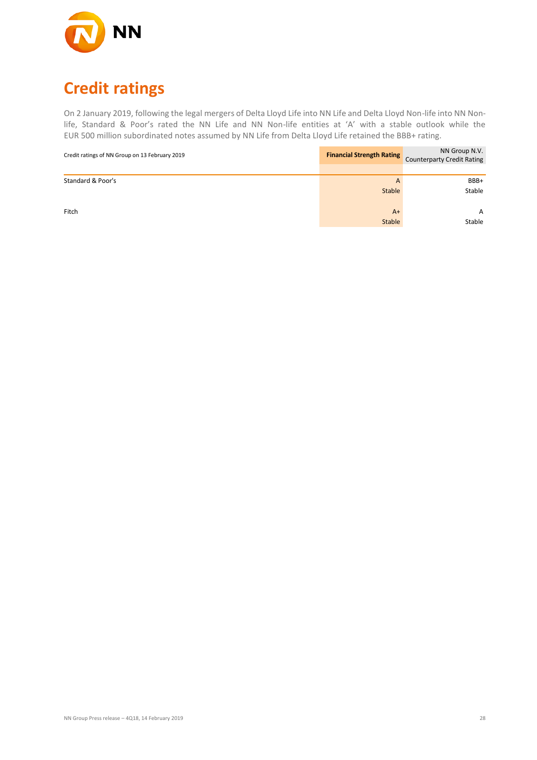# Credit ratings

On 2 January 2019, following the legal mergers of Delta Lloyd Life into NN Life and Delta Lloyd Non-life into NN Non-life, Standard & Poor's rated the NN Life and NN Non-life entities at 'A' with a stable outlook while the EUR 500 million subordinated notes assumed by NN Life from Delta Lloyd Life retained the BBB+ rating.

| Credit ratings of NN Group on 13 February 2019 | Financial Strength Rating | NN Group N.V. Counterparty Credit Rating |
|---|---|---|
| Standard & Poor's | A | BBB+ |
| | Stable | Stable |
| Fitch | A+ | A |
| | Stable | Stable |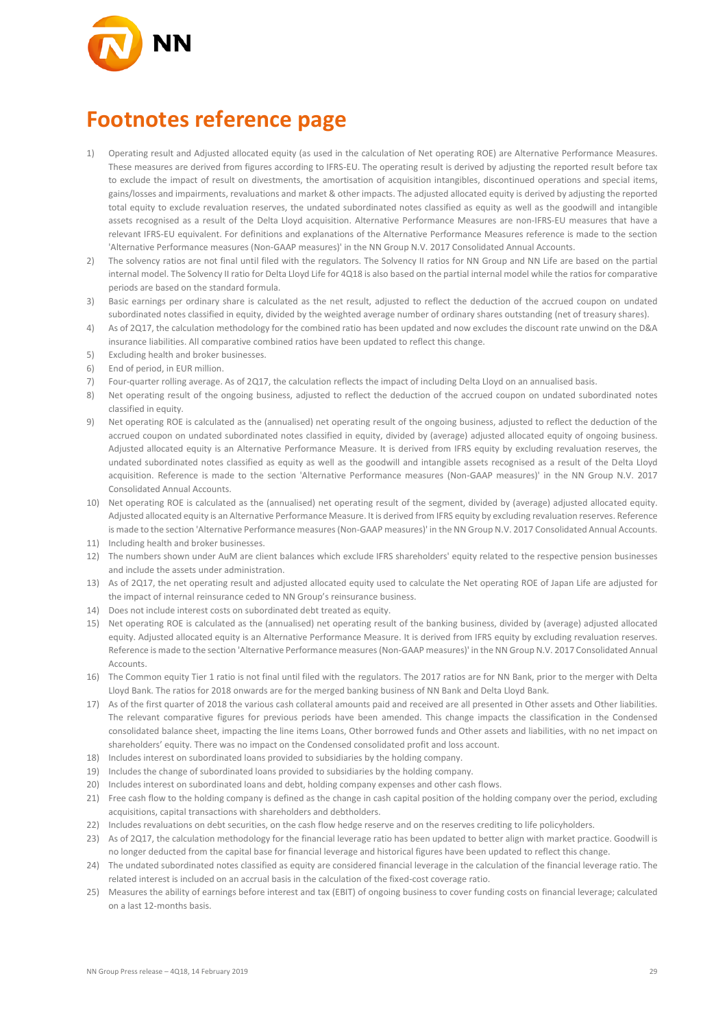# Footnotes reference page

1) Operating result and Adjusted allocated equity (as used in the calculation of Net operating ROE) are Alternative Performance Measures. These measures are derived from figures according to IFRS-EU. The operating result is derived by adjusting the reported result before tax to exclude the impact of result on divestments, the amortisation of acquisition intangibles, discontinued operations and special items, gains/losses and impairments, revaluations and market & other impacts. The adjusted allocated equity is derived by adjusting the reported total equity to exclude revaluation reserves, the undated subordinated notes classified as equity as well as the goodwill and intangible assets recognised as a result of the Delta Lloyd acquisition. Alternative Performance Measures are non-IFRS-EU measures that have a relevant IFRS-EU equivalent. For definitions and explanations of the Alternative Performance Measures reference is made to the section 'Alternative Performance measures (Non-GAAP measures)' in the NN Group N.V. 2017 Consolidated Annual Accounts.
2) The solvency ratios are not final until filed with the regulators. The Solvency II ratios for NN Group and NN Life are based on the partial internal model. The Solvency II ratio for Delta Lloyd Life for 4Q18 is also based on the partial internal model while the ratios for comparative periods are based on the standard formula.
3) Basic earnings per ordinary share is calculated as the net result, adjusted to reflect the deduction of the accrued coupon on undated subordinated notes classified in equity, divided by the weighted average number of ordinary shares outstanding (net of treasury shares).
4) As of 2Q17, the calculation methodology for the combined ratio has been updated and now excludes the discount rate unwind on the D&A insurance liabilities. All comparative combined ratios have been updated to reflect this change.
5) Excluding health and broker businesses.
6) End of period, in EUR million.
7) Four-quarter rolling average. As of 2Q17, the calculation reflects the impact of including Delta Lloyd on an annualised basis.
8) Net operating result of the ongoing business, adjusted to reflect the deduction of the accrued coupon on undated subordinated notes classified in equity.
9) Net operating ROE is calculated as the (annualised) net operating result of the ongoing business, adjusted to reflect the deduction of the accrued coupon on undated subordinated notes classified in equity, divided by (average) adjusted allocated equity of ongoing business. Adjusted allocated equity is an Alternative Performance Measure. It is derived from IFRS equity by excluding revaluation reserves, the undated subordinated notes classified as equity as well as the goodwill and intangible assets recognised as a result of the Delta Lloyd acquisition. Reference is made to the section 'Alternative Performance measures (Non-GAAP measures)' in the NN Group N.V. 2017 Consolidated Annual Accounts.
10) Net operating ROE is calculated as the (annualised) net operating result of the segment, divided by (average) adjusted allocated equity. Adjusted allocated equity is an Alternative Performance Measure. It is derived from IFRS equity by excluding revaluation reserves. Reference is made to the section 'Alternative Performance measures (Non-GAAP measures)' in the NN Group N.V. 2017 Consolidated Annual Accounts.
11) Including health and broker businesses.
12) The numbers shown under AuM are client balances which exclude IFRS shareholders' equity related to the respective pension businesses and include the assets under administration.
13) As of 2Q17, the net operating result and adjusted allocated equity used to calculate the Net operating ROE of Japan Life are adjusted for the impact of internal reinsurance ceded to NN Group's reinsurance business.
14) Does not include interest costs on subordinated debt treated as equity.
15) Net operating ROE is calculated as the (annualised) net operating result of the banking business, divided by (average) adjusted allocated equity. Adjusted allocated equity is an Alternative Performance Measure. It is derived from IFRS equity by excluding revaluation reserves. Reference is made to the section 'Alternative Performance measures (Non-GAAP measures)' in the NN Group N.V. 2017 Consolidated Annual Accounts.
16) The Common equity Tier 1 ratio is not final until filed with the regulators. The 2017 ratios are for NN Bank, prior to the merger with Delta Lloyd Bank. The ratios for 2018 onwards are for the merged banking business of NN Bank and Delta Lloyd Bank.
17) As of the first quarter of 2018 the various cash collateral amounts paid and received are all presented in Other assets and Other liabilities. The relevant comparative figures for previous periods have been amended. This change impacts the classification in the Condensed consolidated balance sheet, impacting the line items Loans, Other borrowed funds and Other assets and liabilities, with no net impact on shareholders' equity. There was no impact on the Condensed consolidated profit and loss account.
18) Includes interest on subordinated loans provided to subsidiaries by the holding company.
19) Includes the change of subordinated loans provided to subsidiaries by the holding company.
20) Includes interest on subordinated loans and debt, holding company expenses and other cash flows.
21) Free cash flow to the holding company is defined as the change in cash capital position of the holding company over the period, excluding acquisitions, capital transactions with shareholders and debtholders.
22) Includes revaluations on debt securities, on the cash flow hedge reserve and on the reserves crediting to life policyholders.
23) As of 2Q17, the calculation methodology for the financial leverage ratio has been updated to better align with market practice. Goodwill is no longer deducted from the capital base for financial leverage and historical figures have been updated to reflect this change.
24) The undated subordinated notes classified as equity are considered financial leverage in the calculation of the financial leverage ratio. The related interest is included on an accrual basis in the calculation of the fixed-cost coverage ratio.
25) Measures the ability of earnings before interest and tax (EBIT) of ongoing business to cover funding costs on financial leverage; calculated on a last 12-months basis.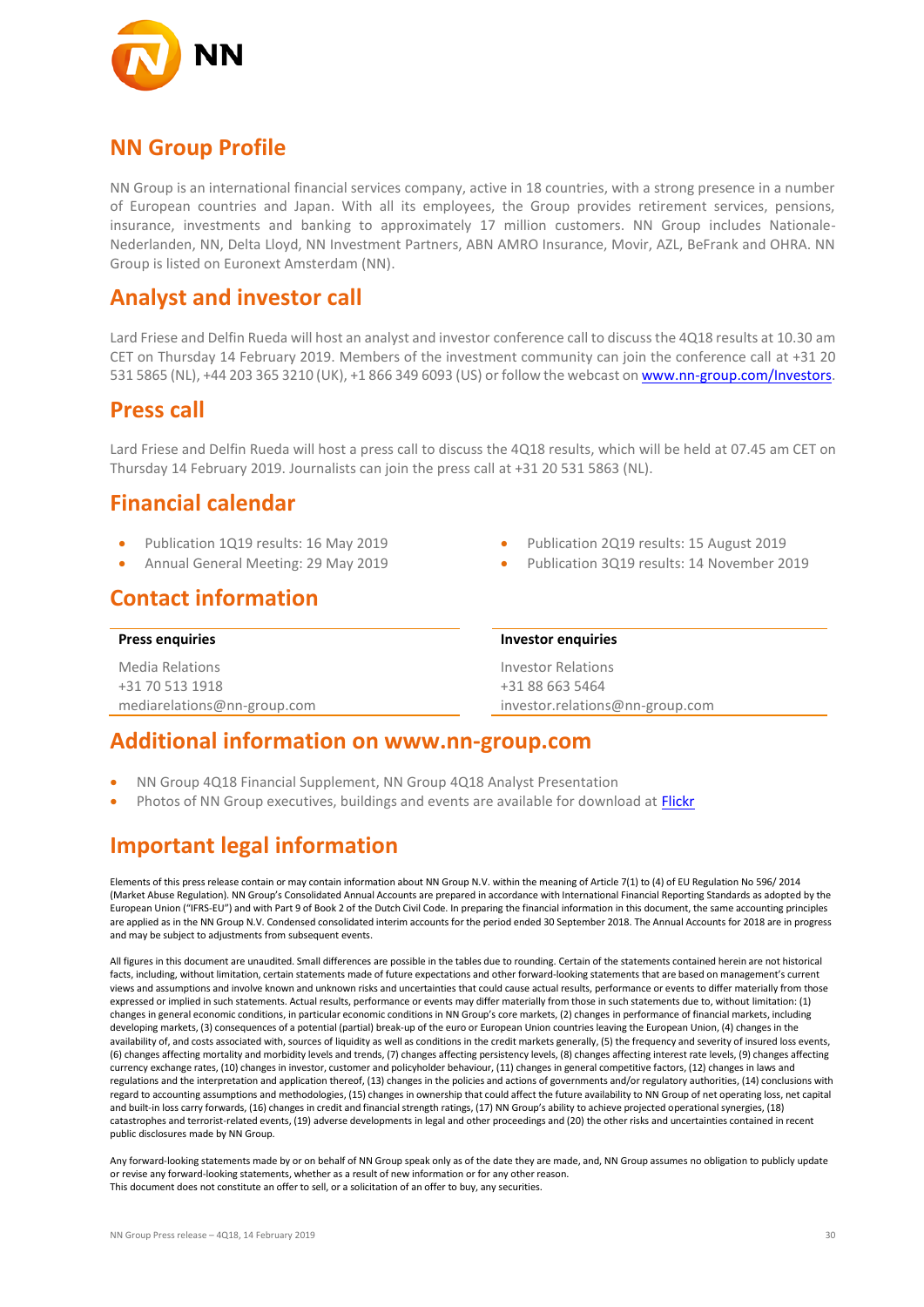## NN Group Profile

NN Group is an international financial services company, active in 18 countries, with a strong presence in a number of European countries and Japan. With all its employees, the Group provides retirement services, pensions, insurance, investments and banking to approximately 17 million customers. NN Group includes Nationale-Nederlanden, NN, Delta Lloyd, NN Investment Partners, ABN AMRO Insurance, Movir, AZL, BeFrank and OHRA. NN Group is listed on Euronext Amsterdam (NN).

## Analyst and investor call

Lard Friese and Delfin Rueda will host an analyst and investor conference call to discuss the 4Q18 results at 10.30 am CET on Thursday 14 February 2019. Members of the investment community can join the conference call at +31 20 531 5865 (NL), +44 203 365 3210 (UK), +1 866 349 6093 (US) or follow the webcast on www.nn-group.com/Investors.

## Press call

Lard Friese and Delfin Rueda will host a press call to discuss the 4Q18 results, which will be held at 07.45 am CET on Thursday 14 February 2019. Journalists can join the press call at +31 20 531 5863 (NL).

## Financial calendar

- Publication 1Q19 results: 16 May 2019
- Annual General Meeting: 29 May 2019
- Publication 2Q19 results: 15 August 2019
- Publication 3Q19 results: 14 November 2019

## Contact information

| Press enquiries | Investor enquiries |
|---|---|
| Media Relations | Investor Relations |
| +31 70 513 1918 | +31 88 663 5464 |
| mediarelations@nn-group.com | investor.relations@nn-group.com |

## Additional information on www.nn-group.com

- NN Group 4Q18 Financial Supplement, NN Group 4Q18 Analyst Presentation
- Photos of NN Group executives, buildings and events are available for download at Flickr

## Important legal information

Elements of this press release contain or may contain information about NN Group N.V. within the meaning of Article 7(1) to (4) of EU Regulation No 596/ 2014 (Market Abuse Regulation). NN Group's Consolidated Annual Accounts are prepared in accordance with International Financial Reporting Standards as adopted by the European Union ("IFRS-EU") and with Part 9 of Book 2 of the Dutch Civil Code. In preparing the financial information in this document, the same accounting principles are applied as in the NN Group N.V. Condensed consolidated interim accounts for the period ended 30 September 2018. The Annual Accounts for 2018 are in progress and may be subject to adjustments from subsequent events.

All figures in this document are unaudited. Small differences are possible in the tables due to rounding. Certain of the statements contained herein are not historical facts, including, without limitation, certain statements made of future expectations and other forward-looking statements that are based on management's current views and assumptions and involve known and unknown risks and uncertainties that could cause actual results, performance or events to differ materially from those expressed or implied in such statements. Actual results, performance or events may differ materially from those in such statements due to, without limitation: (1) changes in general economic conditions, in particular economic conditions in NN Group's core markets, (2) changes in performance of financial markets, including developing markets, (3) consequences of a potential (partial) break-up of the euro or European Union countries leaving the European Union, (4) changes in the availability of, and costs associated with, sources of liquidity as well as conditions in the credit markets generally, (5) the frequency and severity of insured loss events, (6) changes affecting mortality and morbidity levels and trends, (7) changes affecting persistency levels, (8) changes affecting interest rate levels, (9) changes affecting currency exchange rates, (10) changes in investor, customer and policyholder behaviour, (11) changes in general competitive factors, (12) changes in laws and regulations and the interpretation and application thereof, (13) changes in the policies and actions of governments and/or regulatory authorities, (14) conclusions with regard to accounting assumptions and methodologies, (15) changes in ownership that could affect the future availability to NN Group of net operating loss, net capital and built-in loss carry forwards, (16) changes in credit and financial strength ratings, (17) NN Group's ability to achieve projected operational synergies, (18) catastrophes and terrorist-related events, (19) adverse developments in legal and other proceedings and (20) the other risks and uncertainties contained in recent public disclosures made by NN Group.

Any forward-looking statements made by or on behalf of NN Group speak only as of the date they are made, and, NN Group assumes no obligation to publicly update or revise any forward-looking statements, whether as a result of new information or for any other reason.
This document does not constitute an offer to sell, or a solicitation of an offer to buy, any securities.